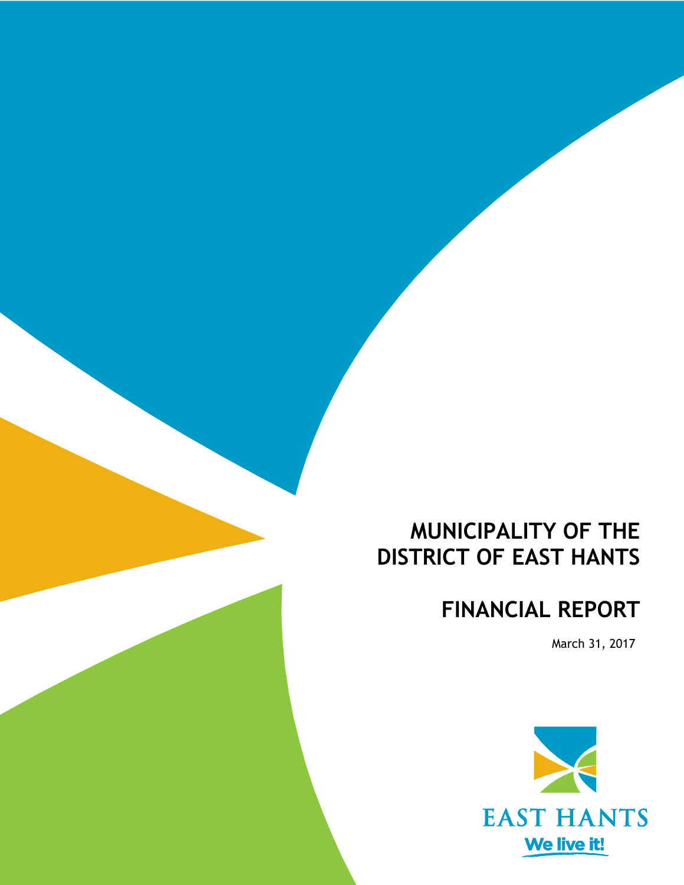# MUNICIPALITY OF THE DISTRICT OF EAST HANTS

# FINANCIAL REPORT

March 31, 2017

EAST HANTS

We live it!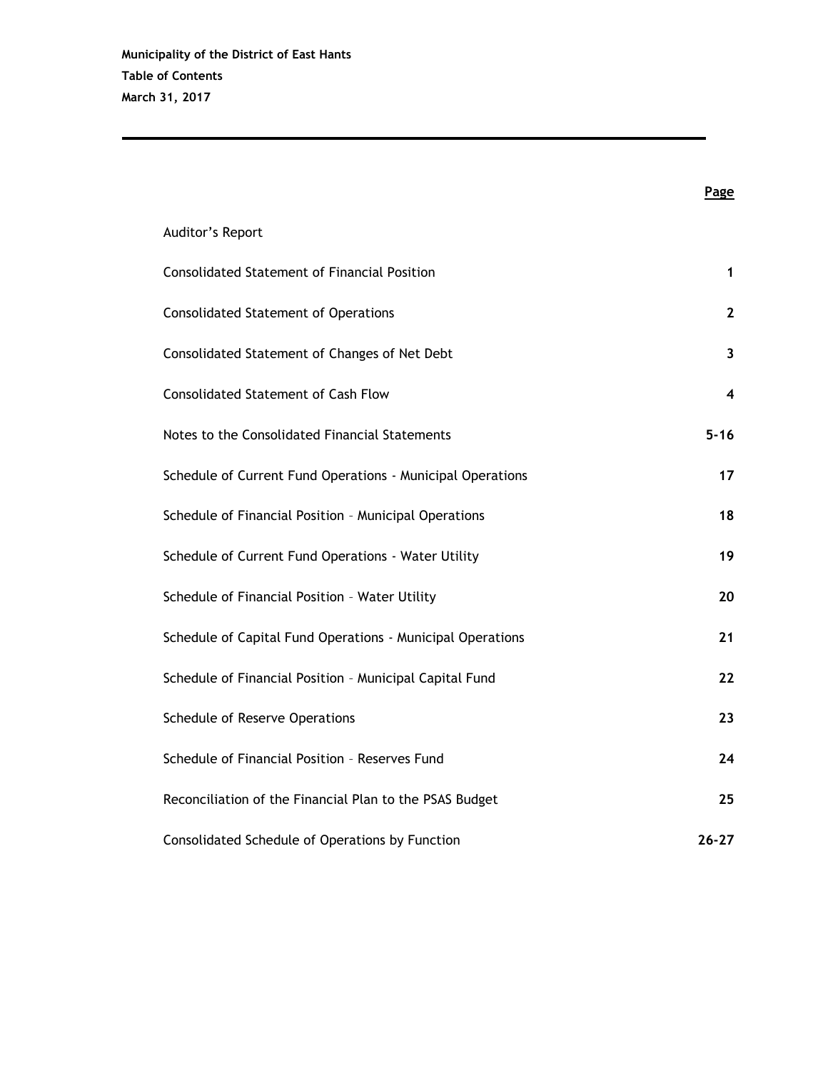**Municipality of the District of East Hants**

**Table of Contents**

**March 31, 2017**

| | **Page** |
|---|---|
| Auditor's Report | |
| Consolidated Statement of Financial Position | **1** |
| Consolidated Statement of Operations | **2** |
| Consolidated Statement of Changes of Net Debt | **3** |
| Consolidated Statement of Cash Flow | **4** |
| Notes to the Consolidated Financial Statements | **5-16** |
| Schedule of Current Fund Operations - Municipal Operations | **17** |
| Schedule of Financial Position – Municipal Operations | **18** |
| Schedule of Current Fund Operations - Water Utility | **19** |
| Schedule of Financial Position – Water Utility | **20** |
| Schedule of Capital Fund Operations - Municipal Operations | **21** |
| Schedule of Financial Position – Municipal Capital Fund | **22** |
| Schedule of Reserve Operations | **23** |
| Schedule of Financial Position – Reserves Fund | **24** |
| Reconciliation of the Financial Plan to the PSAS Budget | **25** |
| Consolidated Schedule of Operations by Function | **26-27** |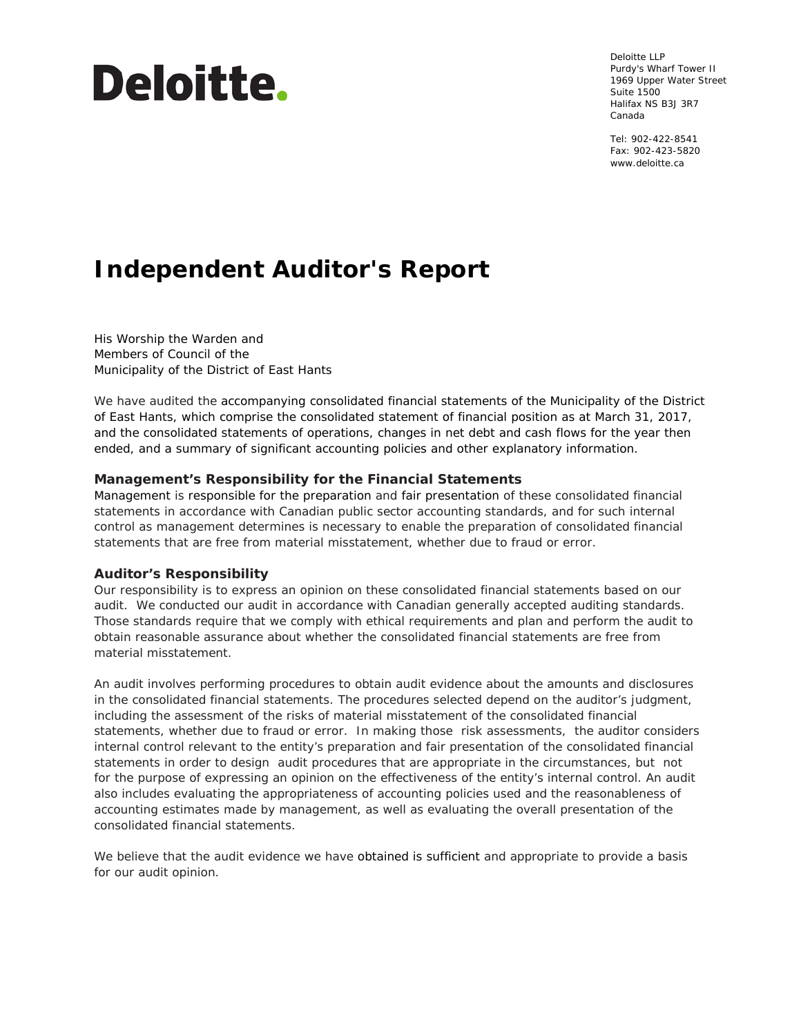# Deloitte.

Deloitte LLP
Purdy's Wharf Tower II
1969 Upper Water Street
Suite 1500
Halifax NS B3J 3R7
Canada

Tel: 902-422-8541
Fax: 902-423-5820
www.deloitte.ca

# Independent Auditor's Report

His Worship the Warden and
Members of Council of the
Municipality of the District of East Hants

We have audited the accompanying consolidated financial statements of the Municipality of the District of East Hants, which comprise the consolidated statement of financial position as at March 31, 2017, and the consolidated statements of operations, changes in net debt and cash flows for the year then ended, and a summary of significant accounting policies and other explanatory information.

### Management's Responsibility for the Financial Statements

Management is responsible for the preparation and fair presentation of these consolidated financial statements in accordance with Canadian public sector accounting standards, and for such internal control as management determines is necessary to enable the preparation of consolidated financial statements that are free from material misstatement, whether due to fraud or error.

### Auditor's Responsibility

Our responsibility is to express an opinion on these consolidated financial statements based on our audit. We conducted our audit in accordance with Canadian generally accepted auditing standards. Those standards require that we comply with ethical requirements and plan and perform the audit to obtain reasonable assurance about whether the consolidated financial statements are free from material misstatement.

An audit involves performing procedures to obtain audit evidence about the amounts and disclosures in the consolidated financial statements. The procedures selected depend on the auditor's judgment, including the assessment of the risks of material misstatement of the consolidated financial statements, whether due to fraud or error. In making those risk assessments, the auditor considers internal control relevant to the entity's preparation and fair presentation of the consolidated financial statements in order to design audit procedures that are appropriate in the circumstances, but not for the purpose of expressing an opinion on the effectiveness of the entity's internal control. An audit also includes evaluating the appropriateness of accounting policies used and the reasonableness of accounting estimates made by management, as well as evaluating the overall presentation of the consolidated financial statements.

We believe that the audit evidence we have obtained is sufficient and appropriate to provide a basis for our audit opinion.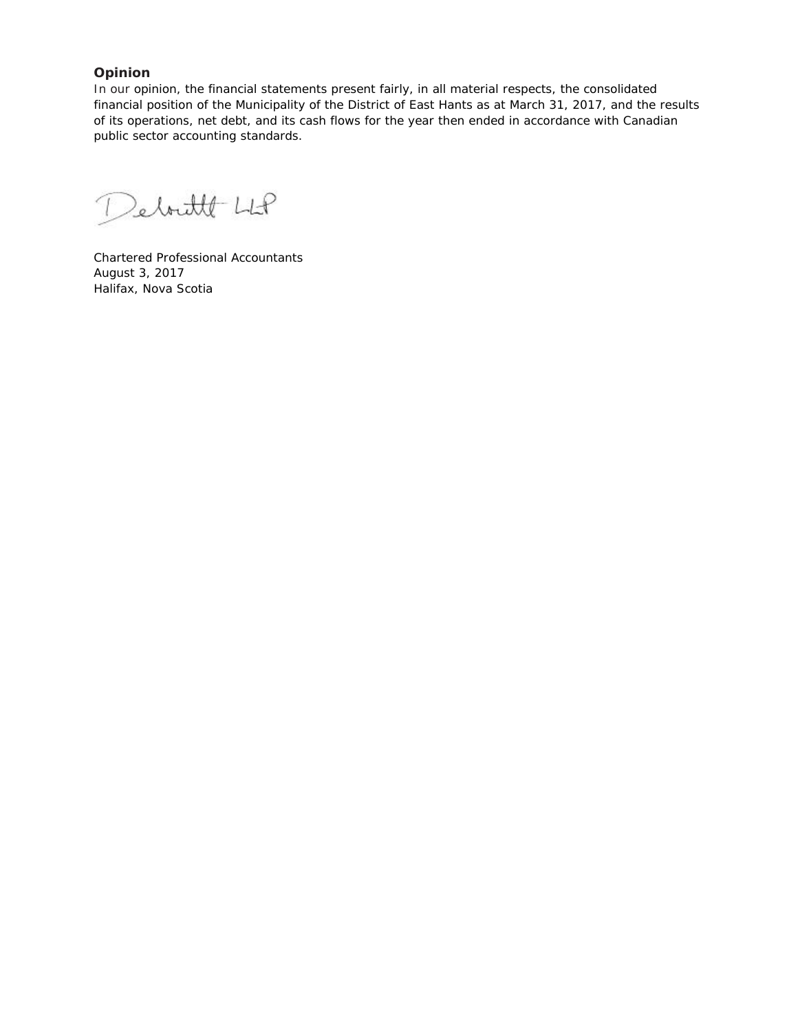### Opinion

In our opinion, the financial statements present fairly, in all material respects, the consolidated financial position of the Municipality of the District of East Hants as at March 31, 2017, and the results of its operations, net debt, and its cash flows for the year then ended in accordance with Canadian public sector accounting standards.

Deloitte LLP

Chartered Professional Accountants
August 3, 2017
Halifax, Nova Scotia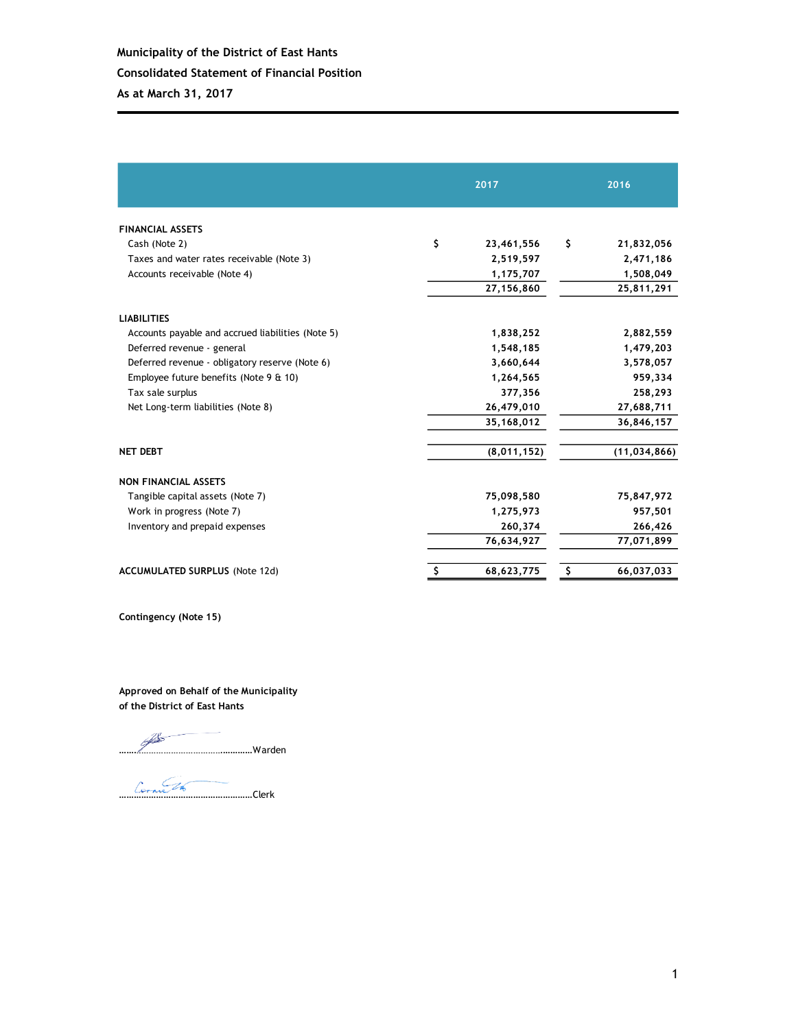# Municipality of the District of East Hants

## Consolidated Statement of Financial Position

### As at March 31, 2017

| | 2017 | 2016 |
|---|---|---|
| **FINANCIAL ASSETS** | | |
| Cash (Note 2) | $ 23,461,556 | $ 21,832,056 |
| Taxes and water rates receivable (Note 3) | 2,519,597 | 2,471,186 |
| Accounts receivable (Note 4) | 1,175,707 | 1,508,049 |
| | 27,156,860 | 25,811,291 |
| **LIABILITIES** | | |
| Accounts payable and accrued liabilities (Note 5) | 1,838,252 | 2,882,559 |
| Deferred revenue - general | 1,548,185 | 1,479,203 |
| Deferred revenue - obligatory reserve (Note 6) | 3,660,644 | 3,578,057 |
| Employee future benefits (Note 9 & 10) | 1,264,565 | 959,334 |
| Tax sale surplus | 377,356 | 258,293 |
| Net Long-term liabilities (Note 8) | 26,479,010 | 27,688,711 |
| | 35,168,012 | 36,846,157 |
| **NET DEBT** | (8,011,152) | (11,034,866) |
| **NON FINANCIAL ASSETS** | | |
| Tangible capital assets (Note 7) | 75,098,580 | 75,847,972 |
| Work in progress (Note 7) | 1,275,973 | 957,501 |
| Inventory and prepaid expenses | 260,374 | 266,426 |
| | 76,634,927 | 77,071,899 |
| **ACCUMULATED SURPLUS** (Note 12d) | $ 68,623,775 | $ 66,037,033 |

**Contingency (Note 15)**

**Approved on Behalf of the Municipality of the District of East Hants**

..............................................................Warden

..............................................................Clerk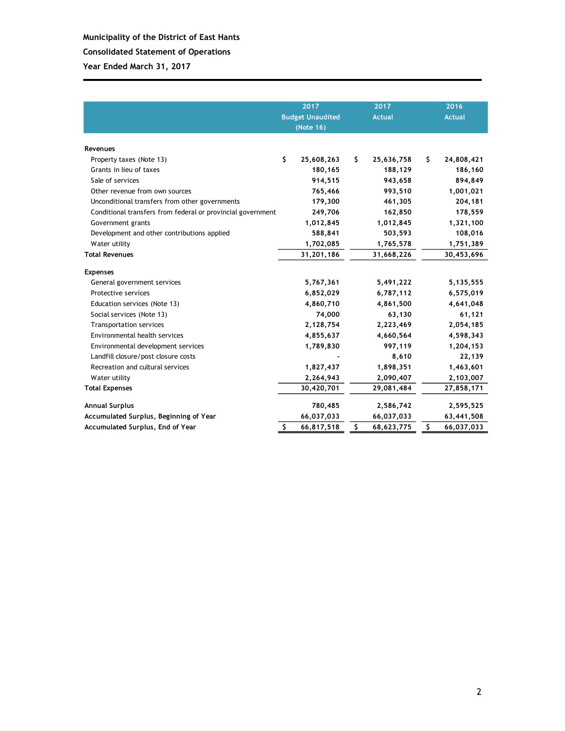**Municipality of the District of East Hants**

**Consolidated Statement of Operations**

**Year Ended March 31, 2017**

| | 2017 Budget Unaudited (Note 16) | 2017 Actual | 2016 Actual |
|---|---|---|---|
| **Revenues** | | | |
| Property taxes (Note 13) | $ 25,608,263 | $ 25,636,758 | $ 24,808,421 |
| Grants in lieu of taxes | 180,165 | 188,129 | 186,160 |
| Sale of services | 914,515 | 943,658 | 894,849 |
| Other revenue from own sources | 765,466 | 993,510 | 1,001,021 |
| Unconditional transfers from other governments | 179,300 | 461,305 | 204,181 |
| Conditional transfers from federal or provincial government | 249,706 | 162,850 | 178,559 |
| Government grants | 1,012,845 | 1,012,845 | 1,321,100 |
| Development and other contributions applied | 588,841 | 503,593 | 108,016 |
| Water utility | 1,702,085 | 1,765,578 | 1,751,389 |
| **Total Revenues** | 31,201,186 | 31,668,226 | 30,453,696 |
| **Expenses** | | | |
| General government services | 5,767,361 | 5,491,222 | 5,135,555 |
| Protective services | 6,852,029 | 6,787,112 | 6,575,019 |
| Education services (Note 13) | 4,860,710 | 4,861,500 | 4,641,048 |
| Social services (Note 13) | 74,000 | 63,130 | 61,121 |
| Transportation services | 2,128,754 | 2,223,469 | 2,054,185 |
| Environmental health services | 4,855,637 | 4,660,564 | 4,598,343 |
| Environmental development services | 1,789,830 | 997,119 | 1,204,153 |
| Landfill closure/post closure costs | - | 8,610 | 22,139 |
| Recreation and cultural services | 1,827,437 | 1,898,351 | 1,463,601 |
| Water utility | 2,264,943 | 2,090,407 | 2,103,007 |
| **Total Expenses** | 30,420,701 | 29,081,484 | 27,858,171 |
| **Annual Surplus** | 780,485 | 2,586,742 | 2,595,525 |
| **Accumulated Surplus, Beginning of Year** | 66,037,033 | 66,037,033 | 63,441,508 |
| **Accumulated Surplus, End of Year** | $ 66,817,518 | $ 68,623,775 | $ 66,037,033 |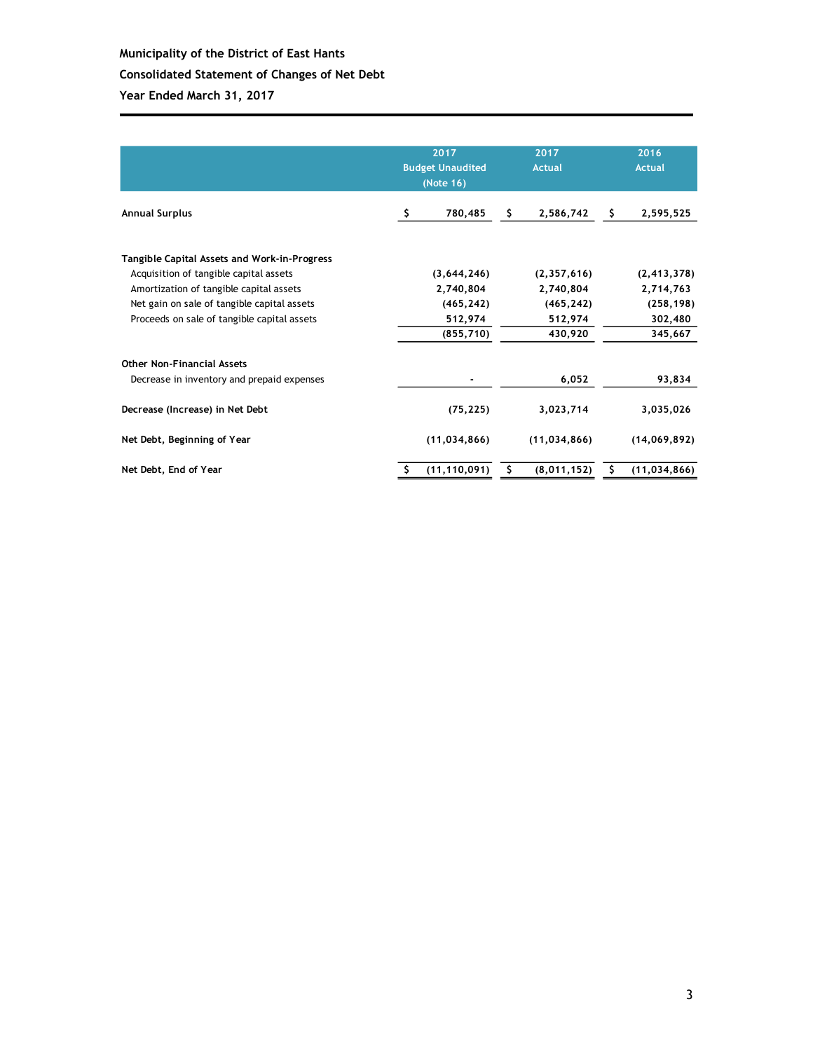**Municipality of the District of East Hants**

**Consolidated Statement of Changes of Net Debt**

**Year Ended March 31, 2017**

| | 2017 Budget Unaudited (Note 16) | 2017 Actual | 2016 Actual |
|---|---|---|---|
| **Annual Surplus** | $ 780,485 | $ 2,586,742 | $ 2,595,525 |
| | | | |
| **Tangible Capital Assets and Work-in-Progress** | | | |
| Acquisition of tangible capital assets | (3,644,246) | (2,357,616) | (2,413,378) |
| Amortization of tangible capital assets | 2,740,804 | 2,740,804 | 2,714,763 |
| Net gain on sale of tangible capital assets | (465,242) | (465,242) | (258,198) |
| Proceeds on sale of tangible capital assets | 512,974 | 512,974 | 302,480 |
| | (855,710) | 430,920 | 345,667 |
| | | | |
| **Other Non-Financial Assets** | | | |
| Decrease in inventory and prepaid expenses | - | 6,052 | 93,834 |
| | | | |
| **Decrease (Increase) in Net Debt** | (75,225) | 3,023,714 | 3,035,026 |
| | | | |
| **Net Debt, Beginning of Year** | (11,034,866) | (11,034,866) | (14,069,892) |
| | | | |
| **Net Debt, End of Year** | $ (11,110,091) | $ (8,011,152) | $ (11,034,866) |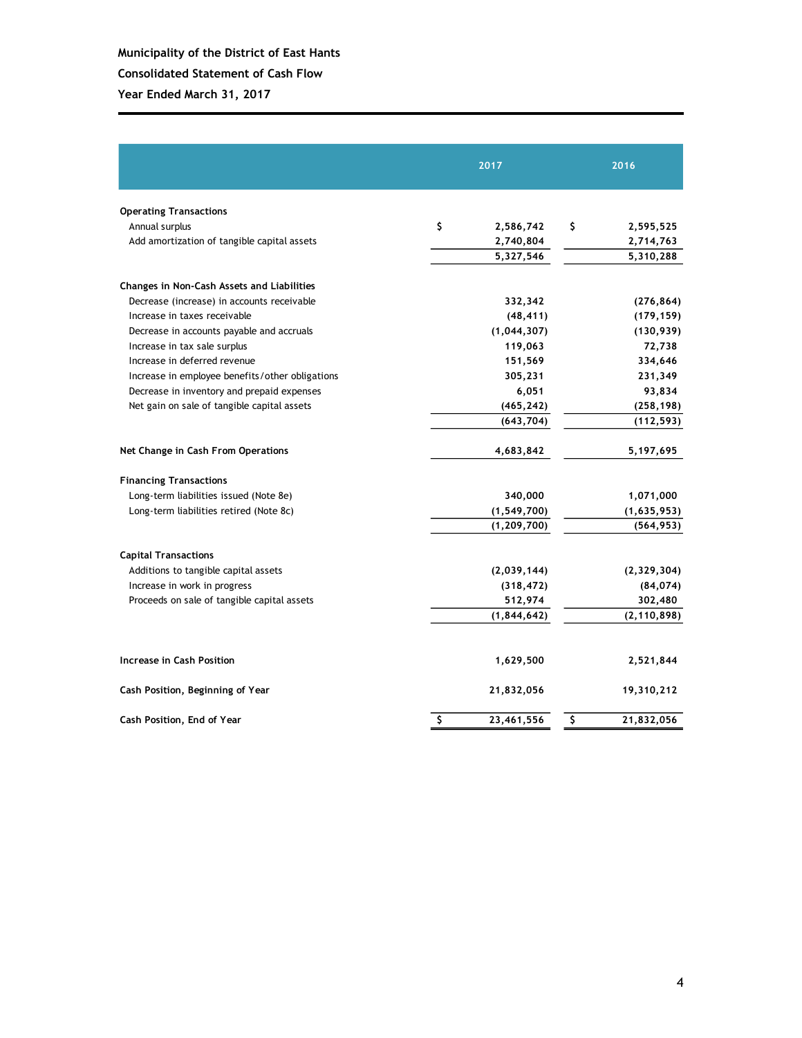**Municipality of the District of East Hants**

**Consolidated Statement of Cash Flow**

**Year Ended March 31, 2017**

| | 2017 | 2016 |
|---|---|---|
| **Operating Transactions** | | |
| Annual surplus | $ 2,586,742 | $ 2,595,525 |
| Add amortization of tangible capital assets | 2,740,804 | 2,714,763 |
| | 5,327,546 | 5,310,288 |
| **Changes in Non-Cash Assets and Liabilities** | | |
| Decrease (increase) in accounts receivable | 332,342 | (276,864) |
| Increase in taxes receivable | (48,411) | (179,159) |
| Decrease in accounts payable and accruals | (1,044,307) | (130,939) |
| Increase in tax sale surplus | 119,063 | 72,738 |
| Increase in deferred revenue | 151,569 | 334,646 |
| Increase in employee benefits/other obligations | 305,231 | 231,349 |
| Decrease in inventory and prepaid expenses | 6,051 | 93,834 |
| Net gain on sale of tangible capital assets | (465,242) | (258,198) |
| | (643,704) | (112,593) |
| **Net Change in Cash From Operations** | 4,683,842 | 5,197,695 |
| **Financing Transactions** | | |
| Long-term liabilities issued (Note 8e) | 340,000 | 1,071,000 |
| Long-term liabilities retired (Note 8c) | (1,549,700) | (1,635,953) |
| | (1,209,700) | (564,953) |
| **Capital Transactions** | | |
| Additions to tangible capital assets | (2,039,144) | (2,329,304) |
| Increase in work in progress | (318,472) | (84,074) |
| Proceeds on sale of tangible capital assets | 512,974 | 302,480 |
| | (1,844,642) | (2,110,898) |
| **Increase in Cash Position** | 1,629,500 | 2,521,844 |
| **Cash Position, Beginning of Year** | 21,832,056 | 19,310,212 |
| **Cash Position, End of Year** | $ 23,461,556 | $ 21,832,056 |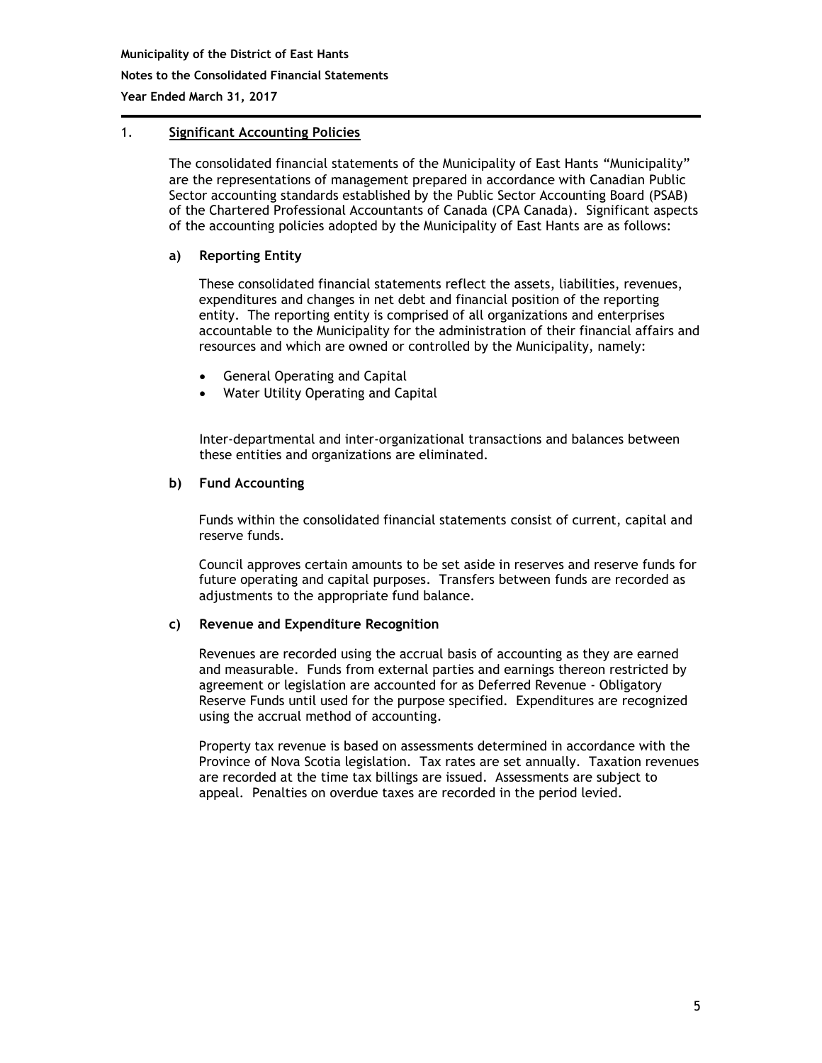## 1. Significant Accounting Policies

The consolidated financial statements of the Municipality of East Hants "Municipality" are the representations of management prepared in accordance with Canadian Public Sector accounting standards established by the Public Sector Accounting Board (PSAB) of the Chartered Professional Accountants of Canada (CPA Canada). Significant aspects of the accounting policies adopted by the Municipality of East Hants are as follows:

### a) Reporting Entity

These consolidated financial statements reflect the assets, liabilities, revenues, expenditures and changes in net debt and financial position of the reporting entity. The reporting entity is comprised of all organizations and enterprises accountable to the Municipality for the administration of their financial affairs and resources and which are owned or controlled by the Municipality, namely:

- General Operating and Capital
- Water Utility Operating and Capital

Inter-departmental and inter-organizational transactions and balances between these entities and organizations are eliminated.

### b) Fund Accounting

Funds within the consolidated financial statements consist of current, capital and reserve funds.

Council approves certain amounts to be set aside in reserves and reserve funds for future operating and capital purposes. Transfers between funds are recorded as adjustments to the appropriate fund balance.

### c) Revenue and Expenditure Recognition

Revenues are recorded using the accrual basis of accounting as they are earned and measurable. Funds from external parties and earnings thereon restricted by agreement or legislation are accounted for as Deferred Revenue - Obligatory Reserve Funds until used for the purpose specified. Expenditures are recognized using the accrual method of accounting.

Property tax revenue is based on assessments determined in accordance with the Province of Nova Scotia legislation. Tax rates are set annually. Taxation revenues are recorded at the time tax billings are issued. Assessments are subject to appeal. Penalties on overdue taxes are recorded in the period levied.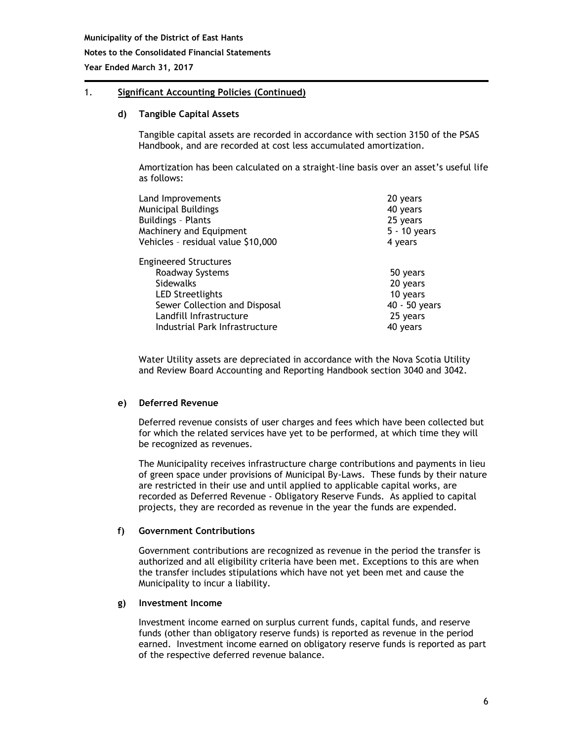## 1. Significant Accounting Policies (Continued)

### d) Tangible Capital Assets

Tangible capital assets are recorded in accordance with section 3150 of the PSAS Handbook, and are recorded at cost less accumulated amortization.

Amortization has been calculated on a straight-line basis over an asset's useful life as follows:

| | |
|---|---|
| Land Improvements | 20 years |
| Municipal Buildings | 40 years |
| Buildings – Plants | 25 years |
| Machinery and Equipment | 5 - 10 years |
| Vehicles – residual value $10,000 | 4 years |
| Engineered Structures | |
| Roadway Systems | 50 years |
| Sidewalks | 20 years |
| LED Streetlights | 10 years |
| Sewer Collection and Disposal | 40 - 50 years |
| Landfill Infrastructure | 25 years |
| Industrial Park Infrastructure | 40 years |

Water Utility assets are depreciated in accordance with the Nova Scotia Utility and Review Board Accounting and Reporting Handbook section 3040 and 3042.

### e) Deferred Revenue

Deferred revenue consists of user charges and fees which have been collected but for which the related services have yet to be performed, at which time they will be recognized as revenues.

The Municipality receives infrastructure charge contributions and payments in lieu of green space under provisions of Municipal By-Laws. These funds by their nature are restricted in their use and until applied to applicable capital works, are recorded as Deferred Revenue - Obligatory Reserve Funds. As applied to capital projects, they are recorded as revenue in the year the funds are expended.

### f) Government Contributions

Government contributions are recognized as revenue in the period the transfer is authorized and all eligibility criteria have been met. Exceptions to this are when the transfer includes stipulations which have not yet been met and cause the Municipality to incur a liability.

### g) Investment Income

Investment income earned on surplus current funds, capital funds, and reserve funds (other than obligatory reserve funds) is reported as revenue in the period earned. Investment income earned on obligatory reserve funds is reported as part of the respective deferred revenue balance.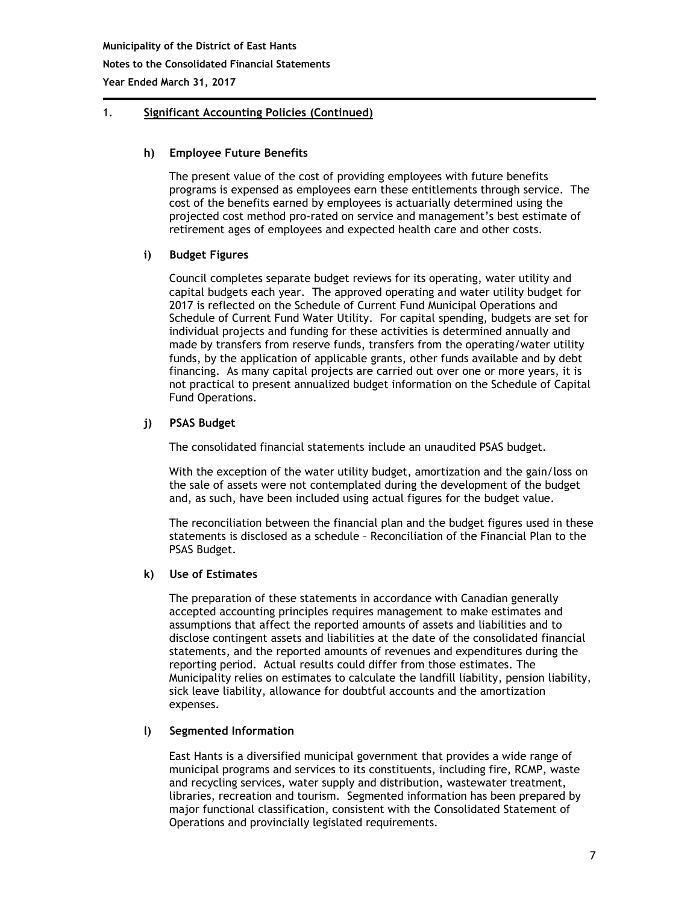## 1. Significant Accounting Policies (Continued)

### h) Employee Future Benefits

The present value of the cost of providing employees with future benefits programs is expensed as employees earn these entitlements through service. The cost of the benefits earned by employees is actuarially determined using the projected cost method pro-rated on service and management's best estimate of retirement ages of employees and expected health care and other costs.

### i) Budget Figures

Council completes separate budget reviews for its operating, water utility and capital budgets each year. The approved operating and water utility budget for 2017 is reflected on the Schedule of Current Fund Municipal Operations and Schedule of Current Fund Water Utility. For capital spending, budgets are set for individual projects and funding for these activities is determined annually and made by transfers from reserve funds, transfers from the operating/water utility funds, by the application of applicable grants, other funds available and by debt financing. As many capital projects are carried out over one or more years, it is not practical to present annualized budget information on the Schedule of Capital Fund Operations.

### j) PSAS Budget

The consolidated financial statements include an unaudited PSAS budget.

With the exception of the water utility budget, amortization and the gain/loss on the sale of assets were not contemplated during the development of the budget and, as such, have been included using actual figures for the budget value.

The reconciliation between the financial plan and the budget figures used in these statements is disclosed as a schedule – Reconciliation of the Financial Plan to the PSAS Budget.

### k) Use of Estimates

The preparation of these statements in accordance with Canadian generally accepted accounting principles requires management to make estimates and assumptions that affect the reported amounts of assets and liabilities and to disclose contingent assets and liabilities at the date of the consolidated financial statements, and the reported amounts of revenues and expenditures during the reporting period. Actual results could differ from those estimates. The Municipality relies on estimates to calculate the landfill liability, pension liability, sick leave liability, allowance for doubtful accounts and the amortization expenses.

### l) Segmented Information

East Hants is a diversified municipal government that provides a wide range of municipal programs and services to its constituents, including fire, RCMP, waste and recycling services, water supply and distribution, wastewater treatment, libraries, recreation and tourism. Segmented information has been prepared by major functional classification, consistent with the Consolidated Statement of Operations and provincially legislated requirements.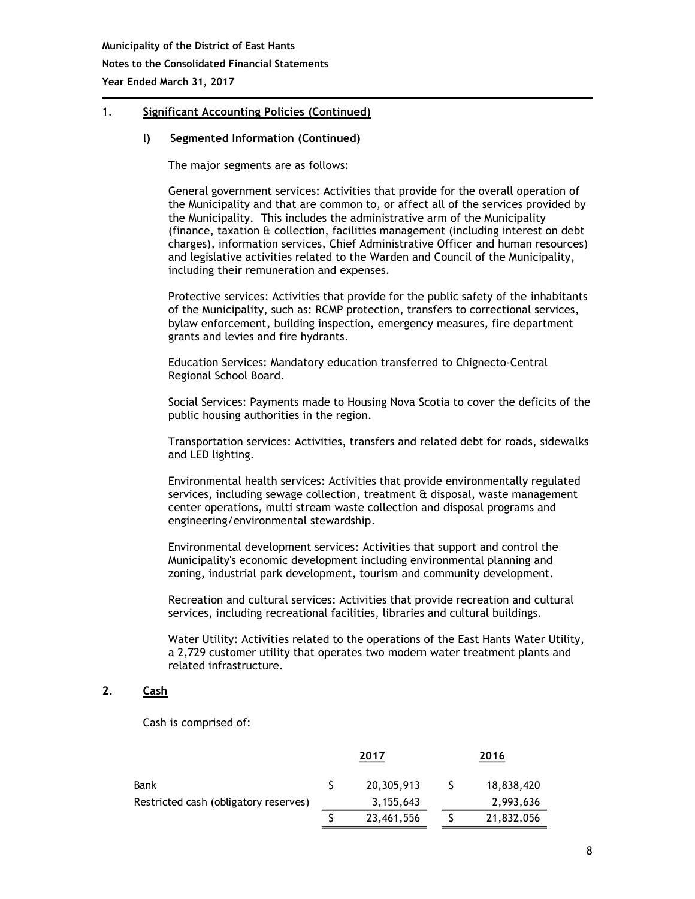## 1. Significant Accounting Policies (Continued)

### l) Segmented Information (Continued)

The major segments are as follows:

General government services: Activities that provide for the overall operation of the Municipality and that are common to, or affect all of the services provided by the Municipality. This includes the administrative arm of the Municipality (finance, taxation & collection, facilities management (including interest on debt charges), information services, Chief Administrative Officer and human resources) and legislative activities related to the Warden and Council of the Municipality, including their remuneration and expenses.

Protective services: Activities that provide for the public safety of the inhabitants of the Municipality, such as: RCMP protection, transfers to correctional services, bylaw enforcement, building inspection, emergency measures, fire department grants and levies and fire hydrants.

Education Services: Mandatory education transferred to Chignecto-Central Regional School Board.

Social Services: Payments made to Housing Nova Scotia to cover the deficits of the public housing authorities in the region.

Transportation services: Activities, transfers and related debt for roads, sidewalks and LED lighting.

Environmental health services: Activities that provide environmentally regulated services, including sewage collection, treatment & disposal, waste management center operations, multi stream waste collection and disposal programs and engineering/environmental stewardship.

Environmental development services: Activities that support and control the Municipality's economic development including environmental planning and zoning, industrial park development, tourism and community development.

Recreation and cultural services: Activities that provide recreation and cultural services, including recreational facilities, libraries and cultural buildings.

Water Utility: Activities related to the operations of the East Hants Water Utility, a 2,729 customer utility that operates two modern water treatment plants and related infrastructure.

## 2. Cash

Cash is comprised of:

| | 2017 | 2016 |
|---|---|---|
| Bank | $ 20,305,913 | $ 18,838,420 |
| Restricted cash (obligatory reserves) | 3,155,643 | 2,993,636 |
| | $ 23,461,556 | $ 21,832,056 |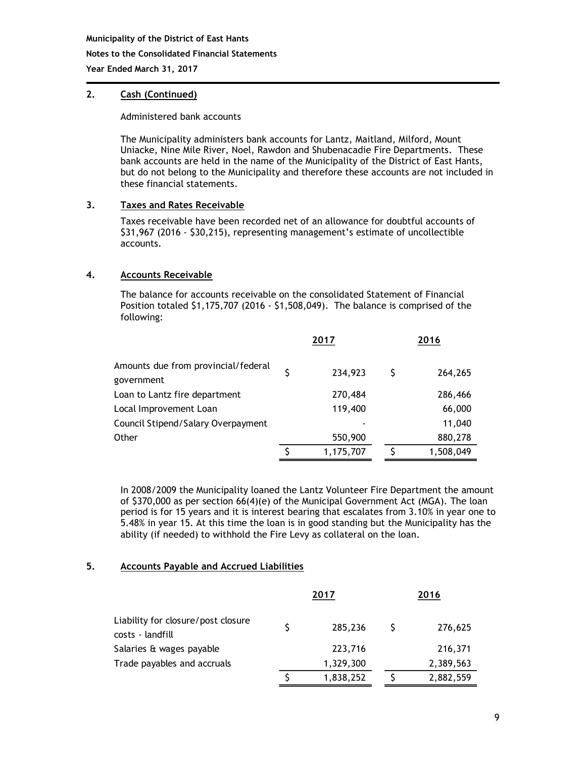**Municipality of the District of East Hants**

**Notes to the Consolidated Financial Statements**

**Year Ended March 31, 2017**

## 2. Cash (Continued)

Administered bank accounts

The Municipality administers bank accounts for Lantz, Maitland, Milford, Mount Uniacke, Nine Mile River, Noel, Rawdon and Shubenacadie Fire Departments. These bank accounts are held in the name of the Municipality of the District of East Hants, but do not belong to the Municipality and therefore these accounts are not included in these financial statements.

## 3. Taxes and Rates Receivable

Taxes receivable have been recorded net of an allowance for doubtful accounts of $31,967 (2016 - $30,215), representing management's estimate of uncollectible accounts.

## 4. Accounts Receivable

The balance for accounts receivable on the consolidated Statement of Financial Position totaled $1,175,707 (2016 - $1,508,049). The balance is comprised of the following:

| | 2017 | 2016 |
|---|---|---|
| Amounts due from provincial/federal government | $ 234,923 | $ 264,265 |
| Loan to Lantz fire department | 270,484 | 286,466 |
| Local Improvement Loan | 119,400 | 66,000 |
| Council Stipend/Salary Overpayment | - | 11,040 |
| Other | 550,900 | 880,278 |
| | $ 1,175,707 | $ 1,508,049 |

In 2008/2009 the Municipality loaned the Lantz Volunteer Fire Department the amount of $370,000 as per section 66(4)(e) of the Municipal Government Act (MGA). The loan period is for 15 years and it is interest bearing that escalates from 3.10% in year one to 5.48% in year 15. At this time the loan is in good standing but the Municipality has the ability (if needed) to withhold the Fire Levy as collateral on the loan.

## 5. Accounts Payable and Accrued Liabilities

| | 2017 | 2016 |
|---|---|---|
| Liability for closure/post closure costs - landfill | $ 285,236 | $ 276,625 |
| Salaries & wages payable | 223,716 | 216,371 |
| Trade payables and accruals | 1,329,300 | 2,389,563 |
| | $ 1,838,252 | $ 2,882,559 |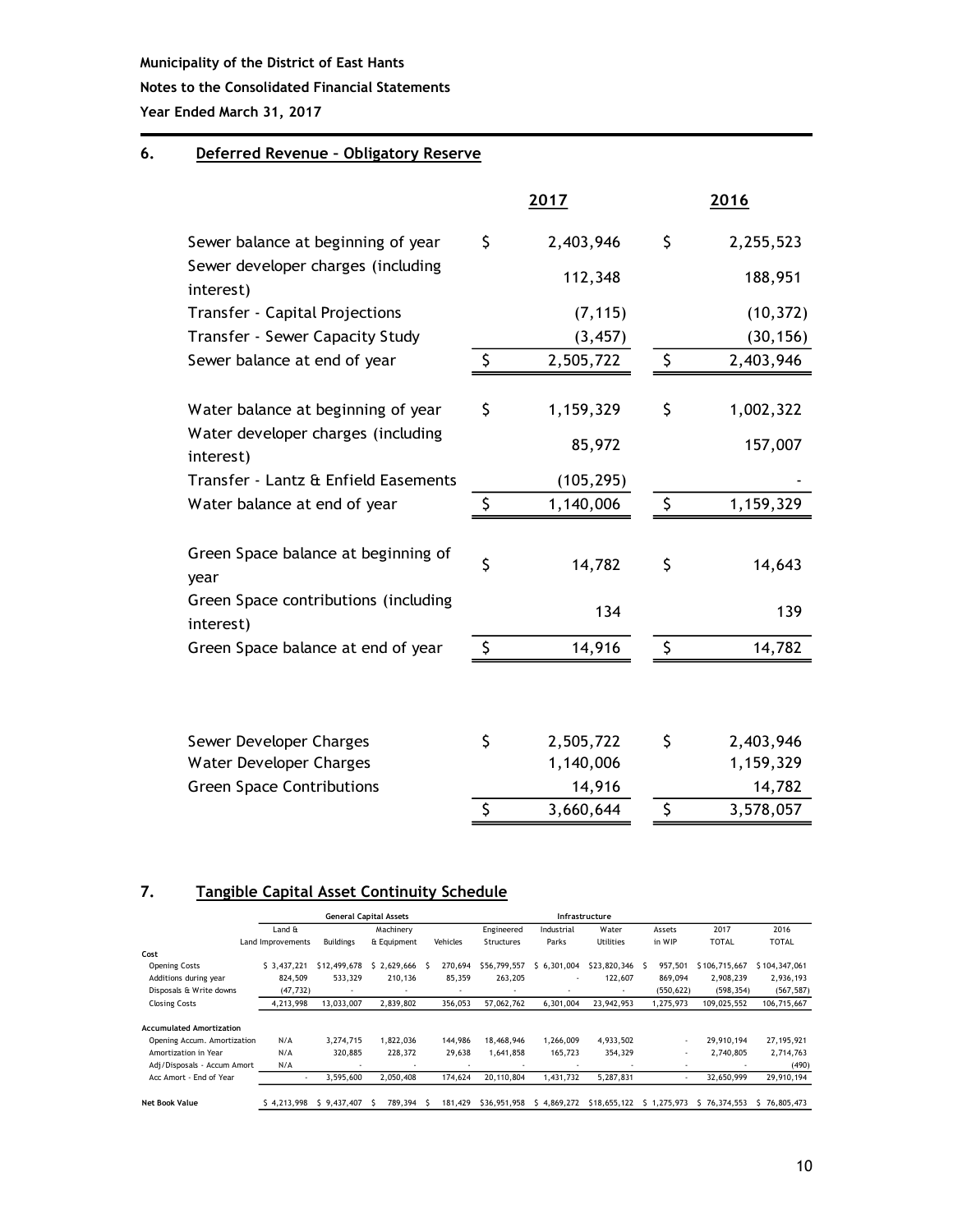Municipality of the District of East Hants

Notes to the Consolidated Financial Statements

Year Ended March 31, 2017

## 6. Deferred Revenue – Obligatory Reserve

| | 2017 | 2016 |
|---|---|---|
| Sewer balance at beginning of year | $ 2,403,946 | $ 2,255,523 |
| Sewer developer charges (including interest) | 112,348 | 188,951 |
| Transfer - Capital Projections | (7,115) | (10,372) |
| Transfer - Sewer Capacity Study | (3,457) | (30,156) |
| Sewer balance at end of year | $ 2,505,722 | $ 2,403,946 |
| | | |
| Water balance at beginning of year | $ 1,159,329 | $ 1,002,322 |
| Water developer charges (including interest) | 85,972 | 157,007 |
| Transfer - Lantz & Enfield Easements | (105,295) | - |
| Water balance at end of year | $ 1,140,006 | $ 1,159,329 |
| | | |
| Green Space balance at beginning of year | $ 14,782 | $ 14,643 |
| Green Space contributions (including interest) | 134 | 139 |
| Green Space balance at end of year | $ 14,916 | $ 14,782 |
| | | |
| Sewer Developer Charges | $ 2,505,722 | $ 2,403,946 |
| Water Developer Charges | 1,140,006 | 1,159,329 |
| Green Space Contributions | 14,916 | 14,782 |
| | $ 3,660,644 | $ 3,578,057 |

## 7. Tangible Capital Asset Continuity Schedule

| | General Capital Assets | | | | Infrastructure | | | | | |
|---|---|---|---|---|---|---|---|---|---|---|
| | Land & Land Improvements | Buildings | Machinery & Equipment | Vehicles | Engineered Structures | Industrial Parks | Water Utilities | Assets in WIP | 2017 TOTAL | 2016 TOTAL |
| **Cost** | | | | | | | | | | |
| Opening Costs | $ 3,437,221 | $12,499,678 | $ 2,629,666 | $ 270,694 | $56,799,557 | $ 6,301,004 | $23,820,346 | $ 957,501 | $106,715,667 | $104,347,061 |
| Additions during year | 824,509 | 533,329 | 210,136 | 85,359 | 263,205 | - | 122,607 | 869,094 | 2,908,239 | 2,936,193 |
| Disposals & Write downs | (47,732) | - | - | - | - | - | - | (550,622) | (598,354) | (567,587) |
| Closing Costs | 4,213,998 | 13,033,007 | 2,839,802 | 356,053 | 57,062,762 | 6,301,004 | 23,942,953 | 1,275,973 | 109,025,552 | 106,715,667 |
| **Accumulated Amortization** | | | | | | | | | | |
| Opening Accum. Amortization | N/A | 3,274,715 | 1,822,036 | 144,986 | 18,468,946 | 1,266,009 | 4,933,502 | - | 29,910,194 | 27,195,921 |
| Amortization in Year | N/A | 320,885 | 228,372 | 29,638 | 1,641,858 | 165,723 | 354,329 | - | 2,740,805 | 2,714,763 |
| Adj/Disposals - Accum Amort | N/A | - | - | - | - | - | - | - | - | (490) |
| Acc Amort - End of Year | - | 3,595,600 | 2,050,408 | 174,624 | 20,110,804 | 1,431,732 | 5,287,831 | - | 32,650,999 | 29,910,194 |
| **Net Book Value** | $ 4,213,998 | $ 9,437,407 | $ 789,394 | $ 181,429 | $36,951,958 | $ 4,869,272 | $18,655,122 | $ 1,275,973 | $ 76,374,553 | $ 76,805,473 |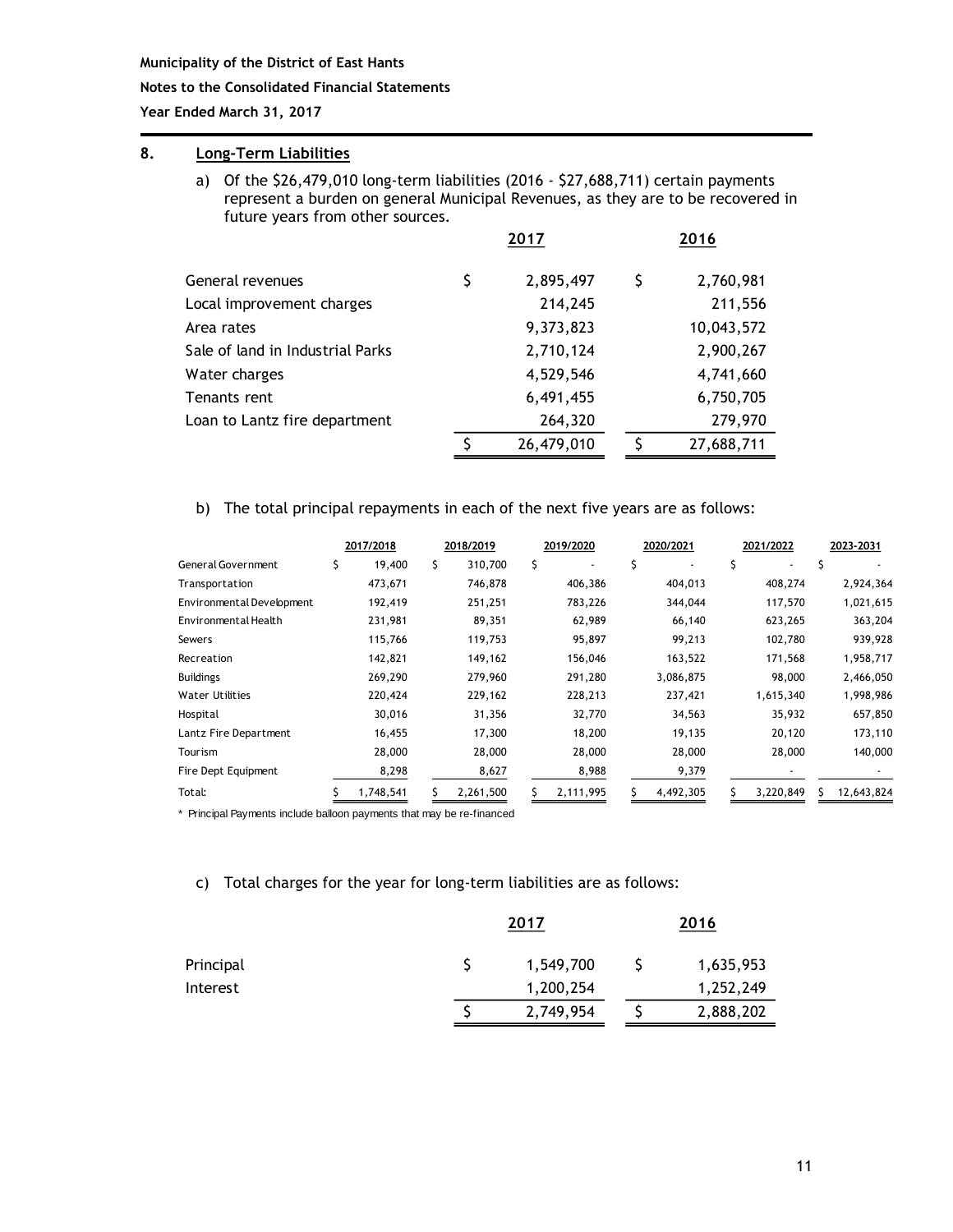**Municipality of the District of East Hants**

**Notes to the Consolidated Financial Statements**

**Year Ended March 31, 2017**

## 8. Long-Term Liabilities

a) Of the $26,479,010 long-term liabilities (2016 - $27,688,711) certain payments represent a burden on general Municipal Revenues, as they are to be recovered in future years from other sources.

| | 2017 | 2016 |
|---|---|---|
| General revenues | $ 2,895,497 | $ 2,760,981 |
| Local improvement charges | 214,245 | 211,556 |
| Area rates | 9,373,823 | 10,043,572 |
| Sale of land in Industrial Parks | 2,710,124 | 2,900,267 |
| Water charges | 4,529,546 | 4,741,660 |
| Tenants rent | 6,491,455 | 6,750,705 |
| Loan to Lantz fire department | 264,320 | 279,970 |
| | $ 26,479,010 | $ 27,688,711 |

b) The total principal repayments in each of the next five years are as follows:

| | 2017/2018 | 2018/2019 | 2019/2020 | 2020/2021 | 2021/2022 | 2023-2031 |
|---|---|---|---|---|---|---|
| General Government | $ 19,400 | $ 310,700 | $ - | $ - | $ - | $ - |
| Transportation | 473,671 | 746,878 | 406,386 | 404,013 | 408,274 | 2,924,364 |
| Environmental Development | 192,419 | 251,251 | 783,226 | 344,044 | 117,570 | 1,021,615 |
| Environmental Health | 231,981 | 89,351 | 62,989 | 66,140 | 623,265 | 363,204 |
| Sewers | 115,766 | 119,753 | 95,897 | 99,213 | 102,780 | 939,928 |
| Recreation | 142,821 | 149,162 | 156,046 | 163,522 | 171,568 | 1,958,717 |
| Buildings | 269,290 | 279,960 | 291,280 | 3,086,875 | 98,000 | 2,466,050 |
| Water Utilities | 220,424 | 229,162 | 228,213 | 237,421 | 1,615,340 | 1,998,986 |
| Hospital | 30,016 | 31,356 | 32,770 | 34,563 | 35,932 | 657,850 |
| Lantz Fire Department | 16,455 | 17,300 | 18,200 | 19,135 | 20,120 | 173,110 |
| Tourism | 28,000 | 28,000 | 28,000 | 28,000 | 28,000 | 140,000 |
| Fire Dept Equipment | 8,298 | 8,627 | 8,988 | 9,379 | - | - |
| Total: | $ 1,748,541 | $ 2,261,500 | $ 2,111,995 | $ 4,492,305 | $ 3,220,849 | $ 12,643,824 |

* Principal Payments include balloon payments that may be re-financed

c) Total charges for the year for long-term liabilities are as follows:

| | 2017 | 2016 |
|---|---|---|
| Principal | $ 1,549,700 | $ 1,635,953 |
| Interest | 1,200,254 | 1,252,249 |
| | $ 2,749,954 | $ 2,888,202 |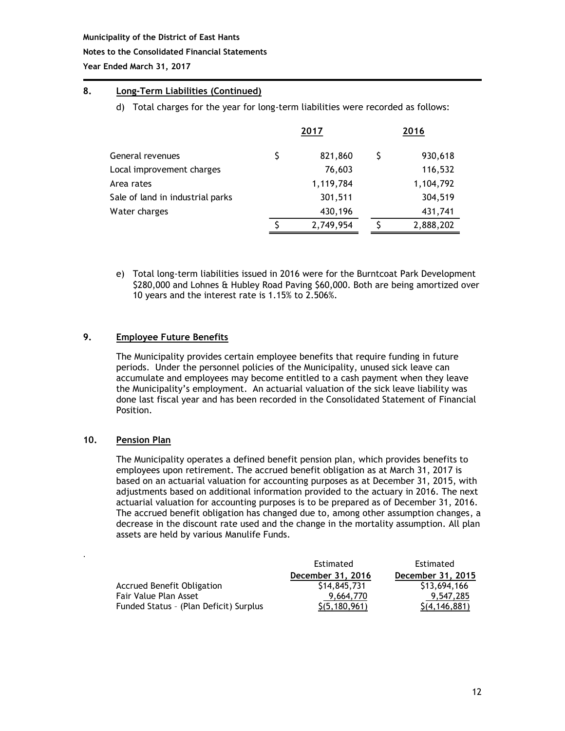## 8. Long-Term Liabilities (Continued)

d) Total charges for the year for long-term liabilities were recorded as follows:

| | 2017 | 2016 |
|---|---|---|
| General revenues | $ 821,860 | $ 930,618 |
| Local improvement charges | 76,603 | 116,532 |
| Area rates | 1,119,784 | 1,104,792 |
| Sale of land in industrial parks | 301,511 | 304,519 |
| Water charges | 430,196 | 431,741 |
| | $ 2,749,954 | $ 2,888,202 |

e) Total long-term liabilities issued in 2016 were for the Burntcoat Park Development $280,000 and Lohnes & Hubley Road Paving $60,000. Both are being amortized over 10 years and the interest rate is 1.15% to 2.506%.

## 9. Employee Future Benefits

The Municipality provides certain employee benefits that require funding in future periods. Under the personnel policies of the Municipality, unused sick leave can accumulate and employees may become entitled to a cash payment when they leave the Municipality's employment. An actuarial valuation of the sick leave liability was done last fiscal year and has been recorded in the Consolidated Statement of Financial Position.

## 10. Pension Plan

The Municipality operates a defined benefit pension plan, which provides benefits to employees upon retirement. The accrued benefit obligation as at March 31, 2017 is based on an actuarial valuation for accounting purposes as at December 31, 2015, with adjustments based on additional information provided to the actuary in 2016. The next actuarial valuation for accounting purposes is to be prepared as of December 31, 2016. The accrued benefit obligation has changed due to, among other assumption changes, a decrease in the discount rate used and the change in the mortality assumption. All plan assets are held by various Manulife Funds.

| | Estimated December 31, 2016 | Estimated December 31, 2015 |
|---|---|---|
| Accrued Benefit Obligation | $14,845,731 | $13,694,166 |
| Fair Value Plan Asset | 9,664,770 | 9,547,285 |
| Funded Status – (Plan Deficit) Surplus | $(5,180,961) | $(4,146,881) |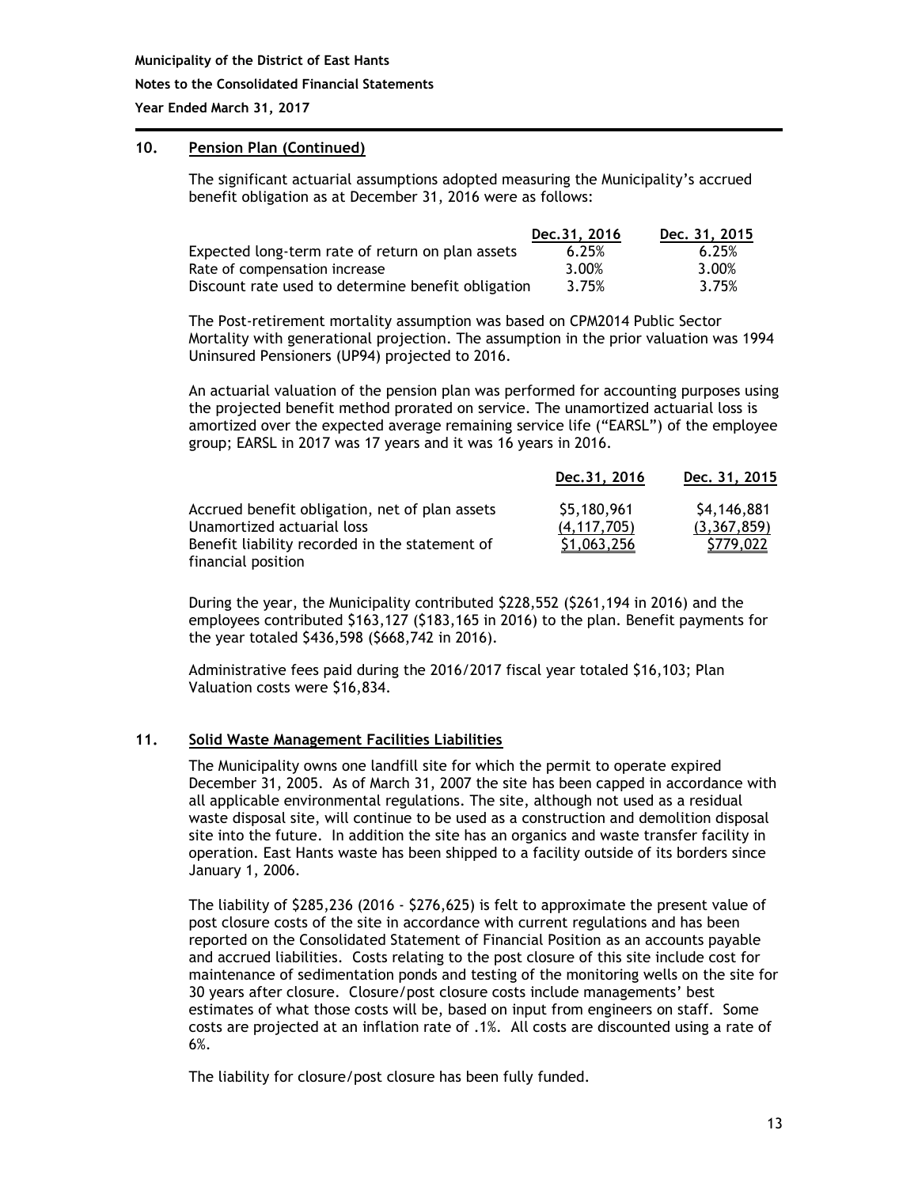## 10. Pension Plan (Continued)

The significant actuarial assumptions adopted measuring the Municipality's accrued benefit obligation as at December 31, 2016 were as follows:

| | Dec.31, 2016 | Dec. 31, 2015 |
|---|---|---|
| Expected long-term rate of return on plan assets | 6.25% | 6.25% |
| Rate of compensation increase | 3.00% | 3.00% |
| Discount rate used to determine benefit obligation | 3.75% | 3.75% |

The Post-retirement mortality assumption was based on CPM2014 Public Sector Mortality with generational projection. The assumption in the prior valuation was 1994 Uninsured Pensioners (UP94) projected to 2016.

An actuarial valuation of the pension plan was performed for accounting purposes using the projected benefit method prorated on service. The unamortized actuarial loss is amortized over the expected average remaining service life ("EARSL") of the employee group; EARSL in 2017 was 17 years and it was 16 years in 2016.

| | Dec.31, 2016 | Dec. 31, 2015 |
|---|---|---|
| Accrued benefit obligation, net of plan assets | $5,180,961 | $4,146,881 |
| Unamortized actuarial loss | (4,117,705) | (3,367,859) |
| Benefit liability recorded in the statement of financial position | $1,063,256 | $779,022 |

During the year, the Municipality contributed $228,552 ($261,194 in 2016) and the employees contributed $163,127 ($183,165 in 2016) to the plan. Benefit payments for the year totaled $436,598 ($668,742 in 2016).

Administrative fees paid during the 2016/2017 fiscal year totaled $16,103; Plan Valuation costs were $16,834.

## 11. Solid Waste Management Facilities Liabilities

The Municipality owns one landfill site for which the permit to operate expired December 31, 2005. As of March 31, 2007 the site has been capped in accordance with all applicable environmental regulations. The site, although not used as a residual waste disposal site, will continue to be used as a construction and demolition disposal site into the future. In addition the site has an organics and waste transfer facility in operation. East Hants waste has been shipped to a facility outside of its borders since January 1, 2006.

The liability of $285,236 (2016 - $276,625) is felt to approximate the present value of post closure costs of the site in accordance with current regulations and has been reported on the Consolidated Statement of Financial Position as an accounts payable and accrued liabilities. Costs relating to the post closure of this site include cost for maintenance of sedimentation ponds and testing of the monitoring wells on the site for 30 years after closure. Closure/post closure costs include managements' best estimates of what those costs will be, based on input from engineers on staff. Some costs are projected at an inflation rate of .1%. All costs are discounted using a rate of 6%.

The liability for closure/post closure has been fully funded.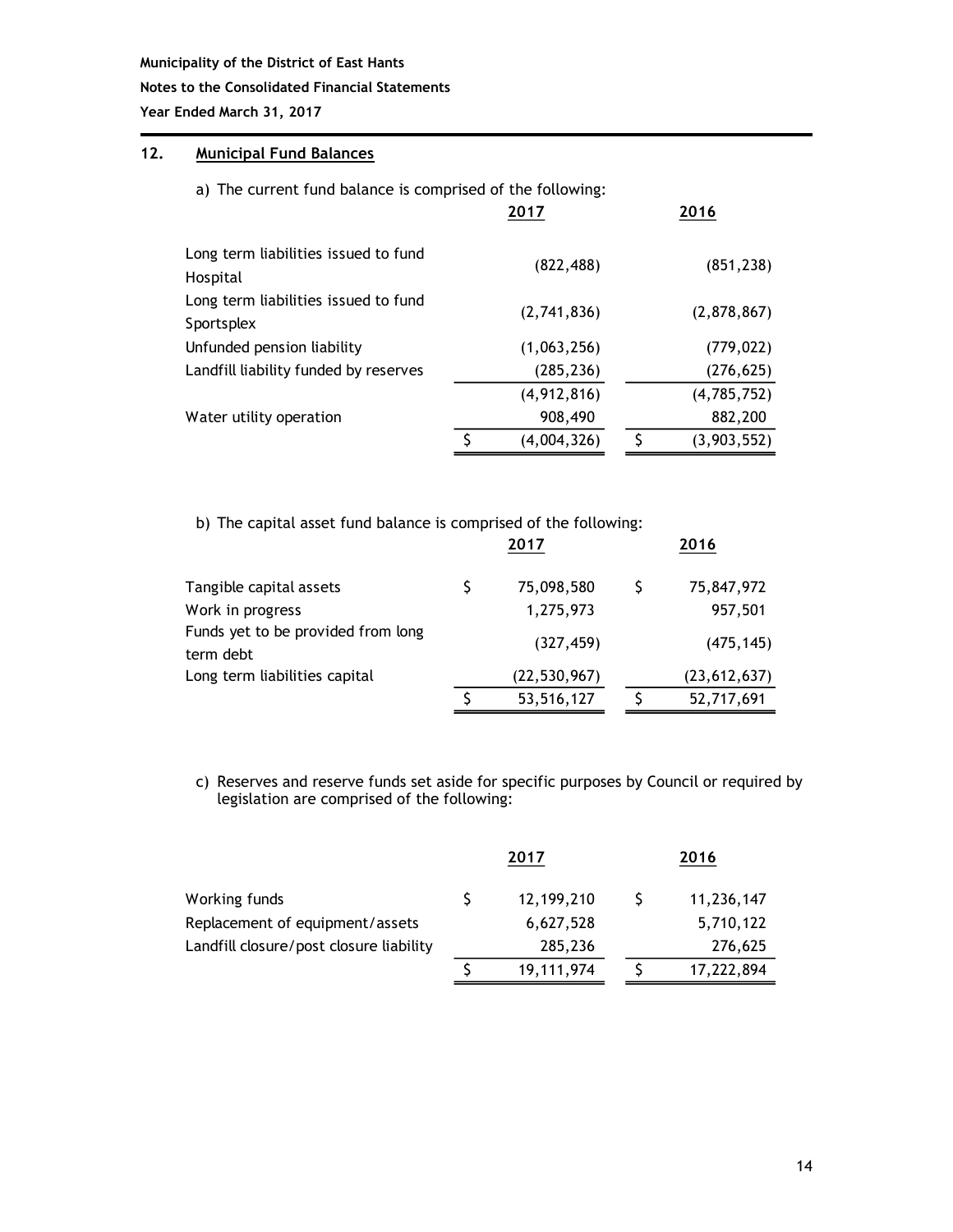## 12. Municipal Fund Balances

a) The current fund balance is comprised of the following:

| | 2017 | 2016 |
|---|---|---|
| Long term liabilities issued to fund Hospital | (822,488) | (851,238) |
| Long term liabilities issued to fund Sportsplex | (2,741,836) | (2,878,867) |
| Unfunded pension liability | (1,063,256) | (779,022) |
| Landfill liability funded by reserves | (285,236) | (276,625) |
| | (4,912,816) | (4,785,752) |
| Water utility operation | 908,490 | 882,200 |
| | $ (4,004,326) | $ (3,903,552) |

b) The capital asset fund balance is comprised of the following:

| | 2017 | 2016 |
|---|---|---|
| Tangible capital assets | $ 75,098,580 | $ 75,847,972 |
| Work in progress | 1,275,973 | 957,501 |
| Funds yet to be provided from long term debt | (327,459) | (475,145) |
| Long term liabilities capital | (22,530,967) | (23,612,637) |
| | $ 53,516,127 | $ 52,717,691 |

c) Reserves and reserve funds set aside for specific purposes by Council or required by legislation are comprised of the following:

| | 2017 | 2016 |
|---|---|---|
| Working funds | $ 12,199,210 | $ 11,236,147 |
| Replacement of equipment/assets | 6,627,528 | 5,710,122 |
| Landfill closure/post closure liability | 285,236 | 276,625 |
| | $ 19,111,974 | $ 17,222,894 |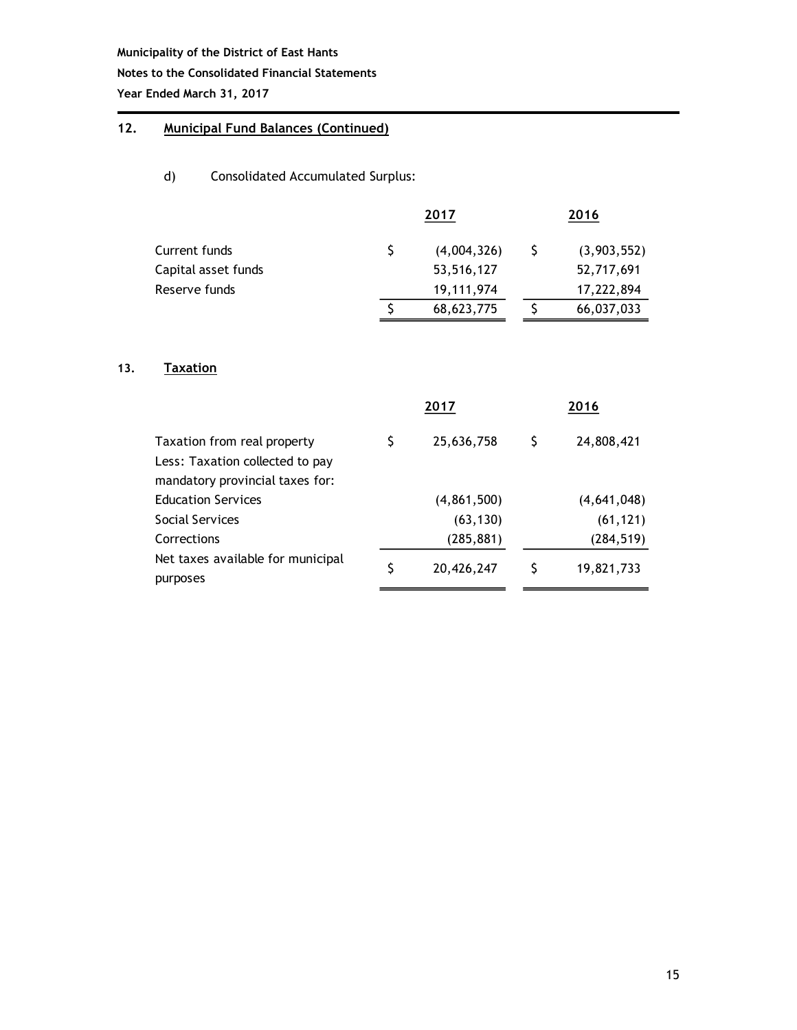## 12. Municipal Fund Balances (Continued)

d) Consolidated Accumulated Surplus:

| | 2017 | 2016 |
|---|---|---|
| Current funds | $ (4,004,326) | $ (3,903,552) |
| Capital asset funds | 53,516,127 | 52,717,691 |
| Reserve funds | 19,111,974 | 17,222,894 |
| | $ 68,623,775 | $ 66,037,033 |

## 13. Taxation

| | 2017 | 2016 |
|---|---|---|
| Taxation from real property | $ 25,636,758 | $ 24,808,421 |
| Less: Taxation collected to pay mandatory provincial taxes for: | | |
| Education Services | (4,861,500) | (4,641,048) |
| Social Services | (63,130) | (61,121) |
| Corrections | (285,881) | (284,519) |
| Net taxes available for municipal purposes | $ 20,426,247 | $ 19,821,733 |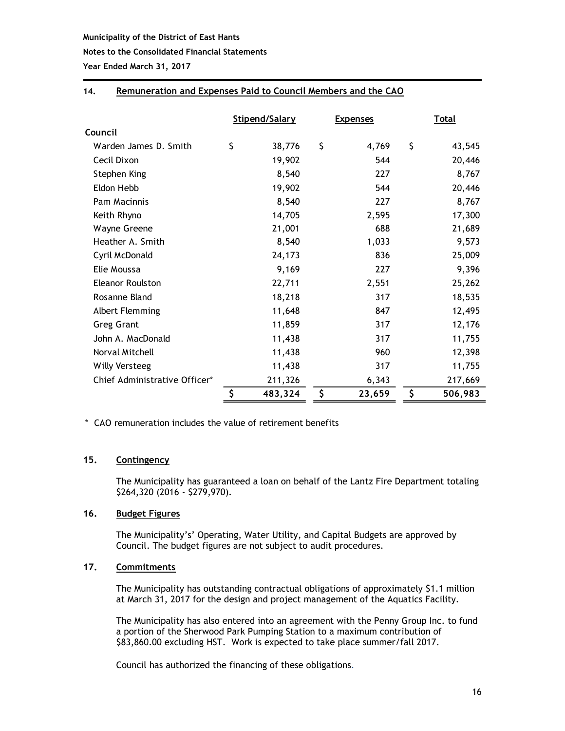**Municipality of the District of East Hants**

**Notes to the Consolidated Financial Statements**

**Year Ended March 31, 2017**

## 14. Remuneration and Expenses Paid to Council Members and the CAO

| | Stipend/Salary | Expenses | Total |
|---|---|---|---|
| **Council** | | | |
| Warden James D. Smith | $ 38,776 | $ 4,769 | $ 43,545 |
| Cecil Dixon | 19,902 | 544 | 20,446 |
| Stephen King | 8,540 | 227 | 8,767 |
| Eldon Hebb | 19,902 | 544 | 20,446 |
| Pam Macinnis | 8,540 | 227 | 8,767 |
| Keith Rhyno | 14,705 | 2,595 | 17,300 |
| Wayne Greene | 21,001 | 688 | 21,689 |
| Heather A. Smith | 8,540 | 1,033 | 9,573 |
| Cyril McDonald | 24,173 | 836 | 25,009 |
| Elie Moussa | 9,169 | 227 | 9,396 |
| Eleanor Roulston | 22,711 | 2,551 | 25,262 |
| Rosanne Bland | 18,218 | 317 | 18,535 |
| Albert Flemming | 11,648 | 847 | 12,495 |
| Greg Grant | 11,859 | 317 | 12,176 |
| John A. MacDonald | 11,438 | 317 | 11,755 |
| Norval Mitchell | 11,438 | 960 | 12,398 |
| Willy Versteeg | 11,438 | 317 | 11,755 |
| Chief Administrative Officer* | 211,326 | 6,343 | 217,669 |
| | $ 483,324 | $ 23,659 | $ 506,983 |

\* CAO remuneration includes the value of retirement benefits

## 15. Contingency

The Municipality has guaranteed a loan on behalf of the Lantz Fire Department totaling $264,320 (2016 - $279,970).

## 16. Budget Figures

The Municipality's' Operating, Water Utility, and Capital Budgets are approved by Council. The budget figures are not subject to audit procedures.

## 17. Commitments

The Municipality has outstanding contractual obligations of approximately $1.1 million at March 31, 2017 for the design and project management of the Aquatics Facility.

The Municipality has also entered into an agreement with the Penny Group Inc. to fund a portion of the Sherwood Park Pumping Station to a maximum contribution of $83,860.00 excluding HST. Work is expected to take place summer/fall 2017.

Council has authorized the financing of these obligations.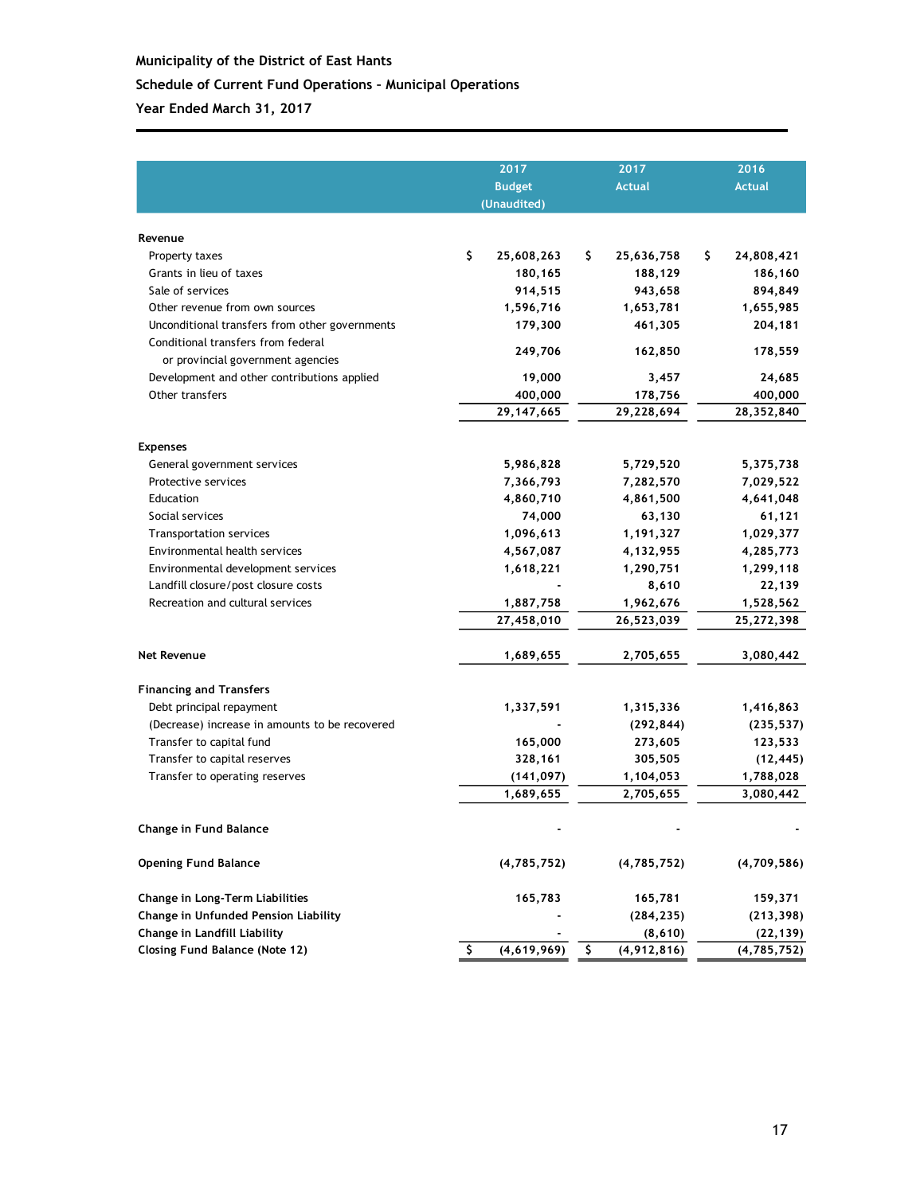**Municipality of the District of East Hants**

**Schedule of Current Fund Operations – Municipal Operations**

**Year Ended March 31, 2017**

| | 2017 Budget (Unaudited) | 2017 Actual | 2016 Actual |
|---|---|---|---|
| **Revenue** | | | |
| Property taxes | $ 25,608,263 | $ 25,636,758 | $ 24,808,421 |
| Grants in lieu of taxes | 180,165 | 188,129 | 186,160 |
| Sale of services | 914,515 | 943,658 | 894,849 |
| Other revenue from own sources | 1,596,716 | 1,653,781 | 1,655,985 |
| Unconditional transfers from other governments | 179,300 | 461,305 | 204,181 |
| Conditional transfers from federal or provincial government agencies | 249,706 | 162,850 | 178,559 |
| Development and other contributions applied | 19,000 | 3,457 | 24,685 |
| Other transfers | 400,000 | 178,756 | 400,000 |
| | 29,147,665 | 29,228,694 | 28,352,840 |
| **Expenses** | | | |
| General government services | 5,986,828 | 5,729,520 | 5,375,738 |
| Protective services | 7,366,793 | 7,282,570 | 7,029,522 |
| Education | 4,860,710 | 4,861,500 | 4,641,048 |
| Social services | 74,000 | 63,130 | 61,121 |
| Transportation services | 1,096,613 | 1,191,327 | 1,029,377 |
| Environmental health services | 4,567,087 | 4,132,955 | 4,285,773 |
| Environmental development services | 1,618,221 | 1,290,751 | 1,299,118 |
| Landfill closure/post closure costs | - | 8,610 | 22,139 |
| Recreation and cultural services | 1,887,758 | 1,962,676 | 1,528,562 |
| | 27,458,010 | 26,523,039 | 25,272,398 |
| **Net Revenue** | 1,689,655 | 2,705,655 | 3,080,442 |
| **Financing and Transfers** | | | |
| Debt principal repayment | 1,337,591 | 1,315,336 | 1,416,863 |
| (Decrease) increase in amounts to be recovered | - | (292,844) | (235,537) |
| Transfer to capital fund | 165,000 | 273,605 | 123,533 |
| Transfer to capital reserves | 328,161 | 305,505 | (12,445) |
| Transfer to operating reserves | (141,097) | 1,104,053 | 1,788,028 |
| | 1,689,655 | 2,705,655 | 3,080,442 |
| **Change in Fund Balance** | - | - | - |
| **Opening Fund Balance** | (4,785,752) | (4,785,752) | (4,709,586) |
| **Change in Long-Term Liabilities** | 165,783 | 165,781 | 159,371 |
| **Change in Unfunded Pension Liability** | - | (284,235) | (213,398) |
| **Change in Landfill Liability** | - | (8,610) | (22,139) |
| **Closing Fund Balance (Note 12)** | $ (4,619,969) | $ (4,912,816) | (4,785,752) |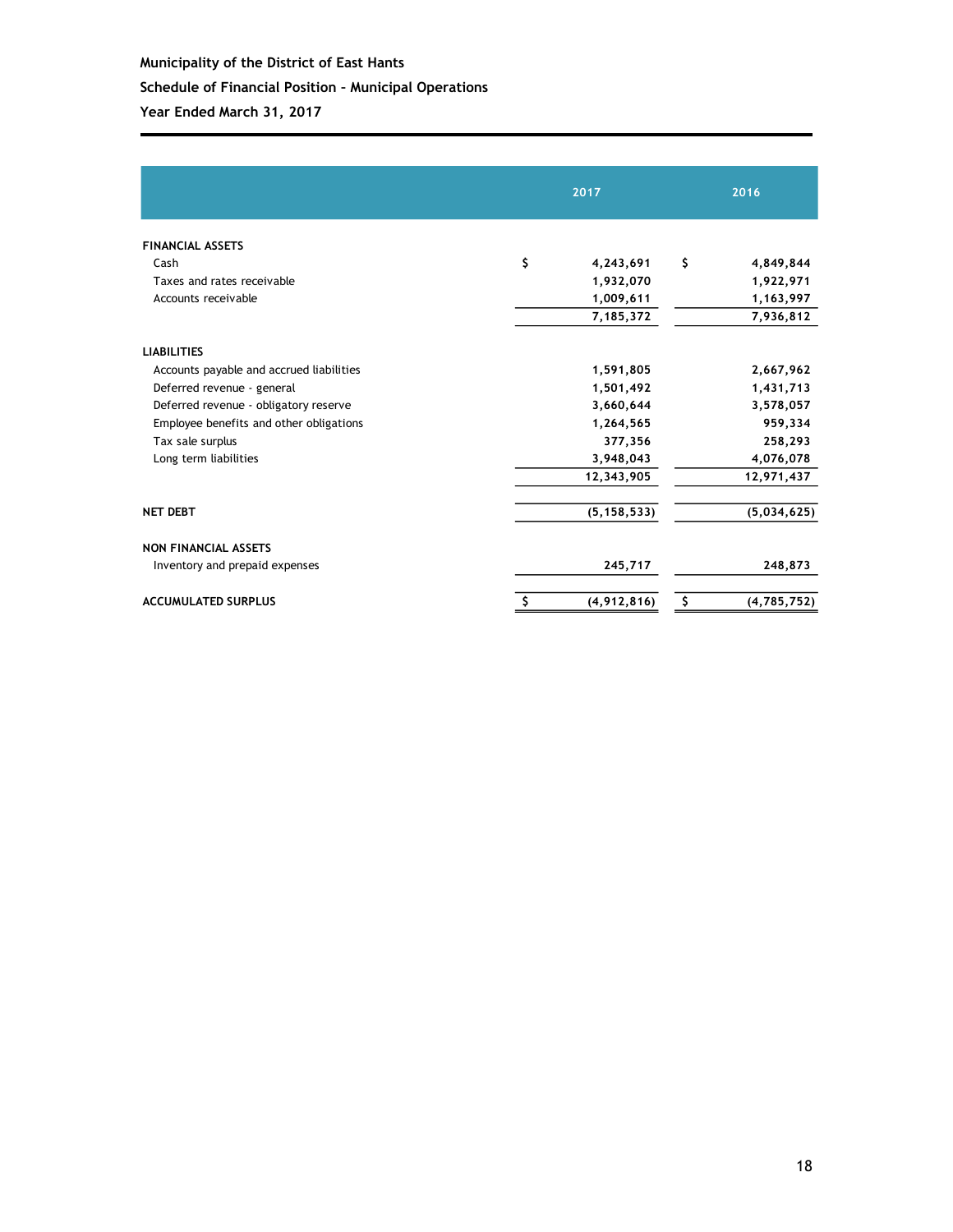**Municipality of the District of East Hants**

**Schedule of Financial Position - Municipal Operations**

**Year Ended March 31, 2017**

| | 2017 | 2016 |
|---|---|---|
| **FINANCIAL ASSETS** | | |
| Cash | $ 4,243,691 | $ 4,849,844 |
| Taxes and rates receivable | 1,932,070 | 1,922,971 |
| Accounts receivable | 1,009,611 | 1,163,997 |
| | 7,185,372 | 7,936,812 |
| **LIABILITIES** | | |
| Accounts payable and accrued liabilities | 1,591,805 | 2,667,962 |
| Deferred revenue - general | 1,501,492 | 1,431,713 |
| Deferred revenue - obligatory reserve | 3,660,644 | 3,578,057 |
| Employee benefits and other obligations | 1,264,565 | 959,334 |
| Tax sale surplus | 377,356 | 258,293 |
| Long term liabilities | 3,948,043 | 4,076,078 |
| | 12,343,905 | 12,971,437 |
| **NET DEBT** | (5,158,533) | (5,034,625) |
| **NON FINANCIAL ASSETS** | | |
| Inventory and prepaid expenses | 245,717 | 248,873 |
| **ACCUMULATED SURPLUS** | $ (4,912,816) | $ (4,785,752) |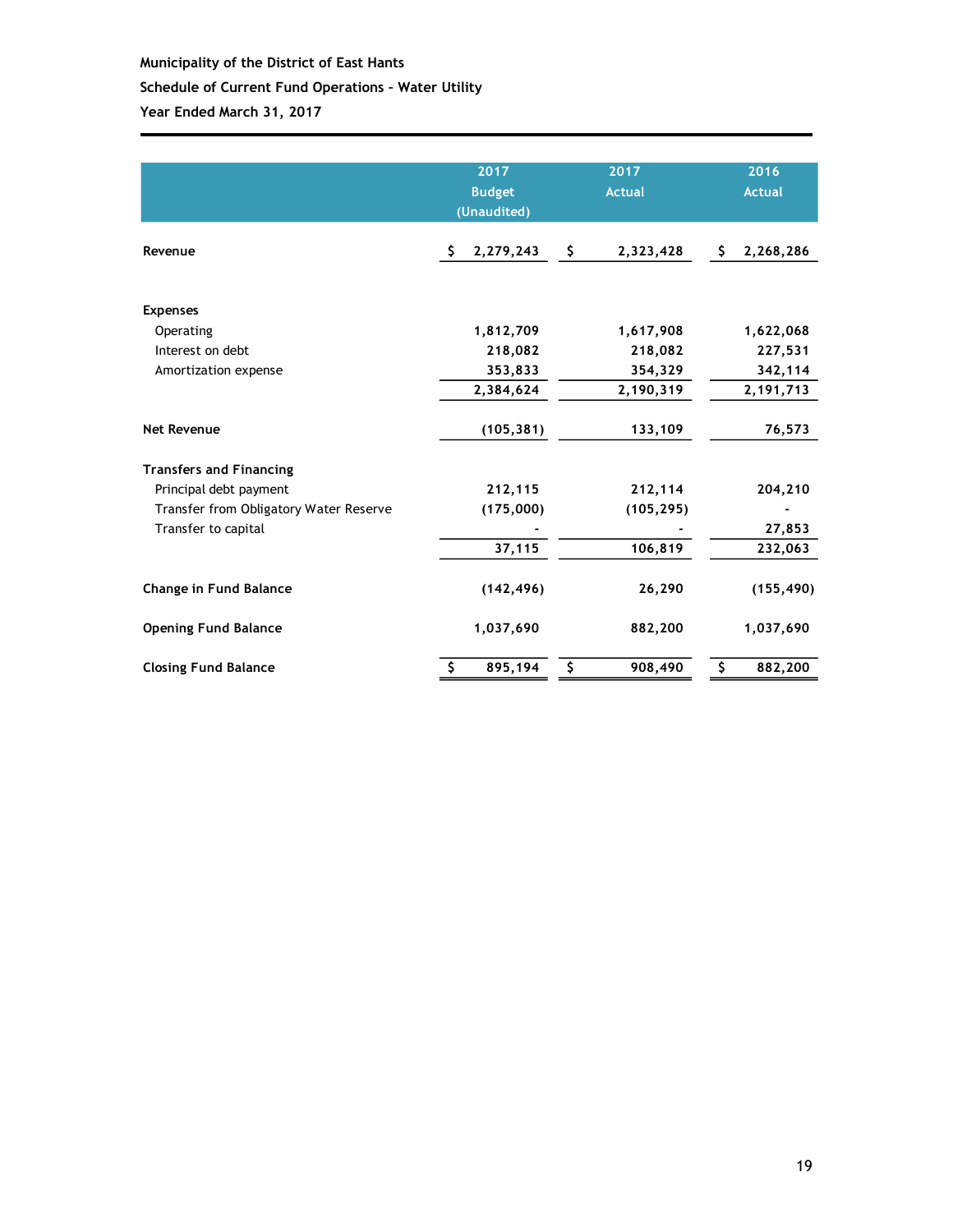**Municipality of the District of East Hants**

**Schedule of Current Fund Operations - Water Utility**

**Year Ended March 31, 2017**

| | 2017 Budget (Unaudited) | 2017 Actual | 2016 Actual |
|---|---|---|---|
| **Revenue** | $ 2,279,243 | $ 2,323,428 | $ 2,268,286 |
| | | | |
| **Expenses** | | | |
| Operating | 1,812,709 | 1,617,908 | 1,622,068 |
| Interest on debt | 218,082 | 218,082 | 227,531 |
| Amortization expense | 353,833 | 354,329 | 342,114 |
| | 2,384,624 | 2,190,319 | 2,191,713 |
| | | | |
| **Net Revenue** | (105,381) | 133,109 | 76,573 |
| | | | |
| **Transfers and Financing** | | | |
| Principal debt payment | 212,115 | 212,114 | 204,210 |
| Transfer from Obligatory Water Reserve | (175,000) | (105,295) | - |
| Transfer to capital | - | - | 27,853 |
| | 37,115 | 106,819 | 232,063 |
| | | | |
| **Change in Fund Balance** | (142,496) | 26,290 | (155,490) |
| | | | |
| **Opening Fund Balance** | 1,037,690 | 882,200 | 1,037,690 |
| | | | |
| **Closing Fund Balance** | $ 895,194 | $ 908,490 | $ 882,200 |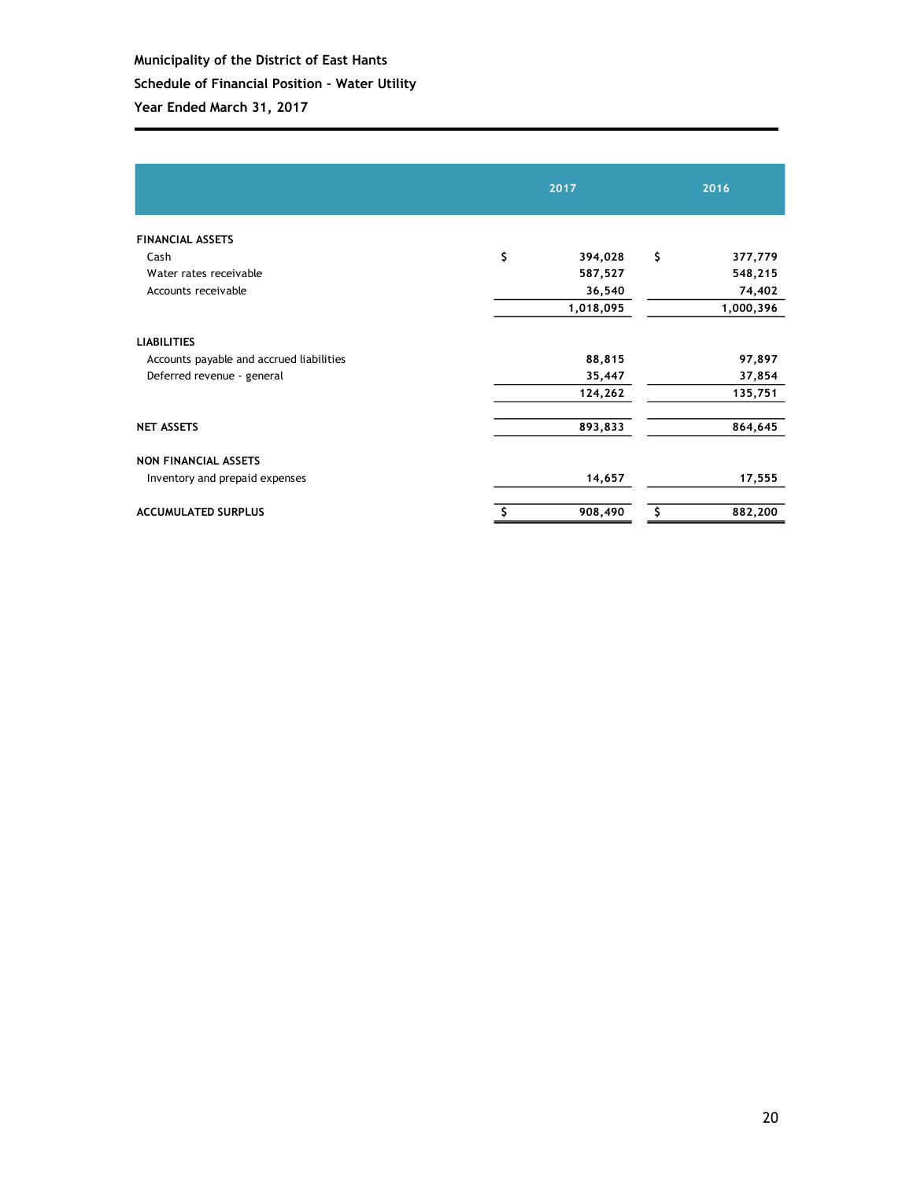**Municipality of the District of East Hants**

**Schedule of Financial Position - Water Utility**

**Year Ended March 31, 2017**

| | 2017 | 2016 |
|---|---|---|
| **FINANCIAL ASSETS** | | |
| Cash | $ 394,028 | $ 377,779 |
| Water rates receivable | 587,527 | 548,215 |
| Accounts receivable | 36,540 | 74,402 |
| | 1,018,095 | 1,000,396 |
| **LIABILITIES** | | |
| Accounts payable and accrued liabilities | 88,815 | 97,897 |
| Deferred revenue - general | 35,447 | 37,854 |
| | 124,262 | 135,751 |
| **NET ASSETS** | 893,833 | 864,645 |
| **NON FINANCIAL ASSETS** | | |
| Inventory and prepaid expenses | 14,657 | 17,555 |
| **ACCUMULATED SURPLUS** | $ 908,490 | $ 882,200 |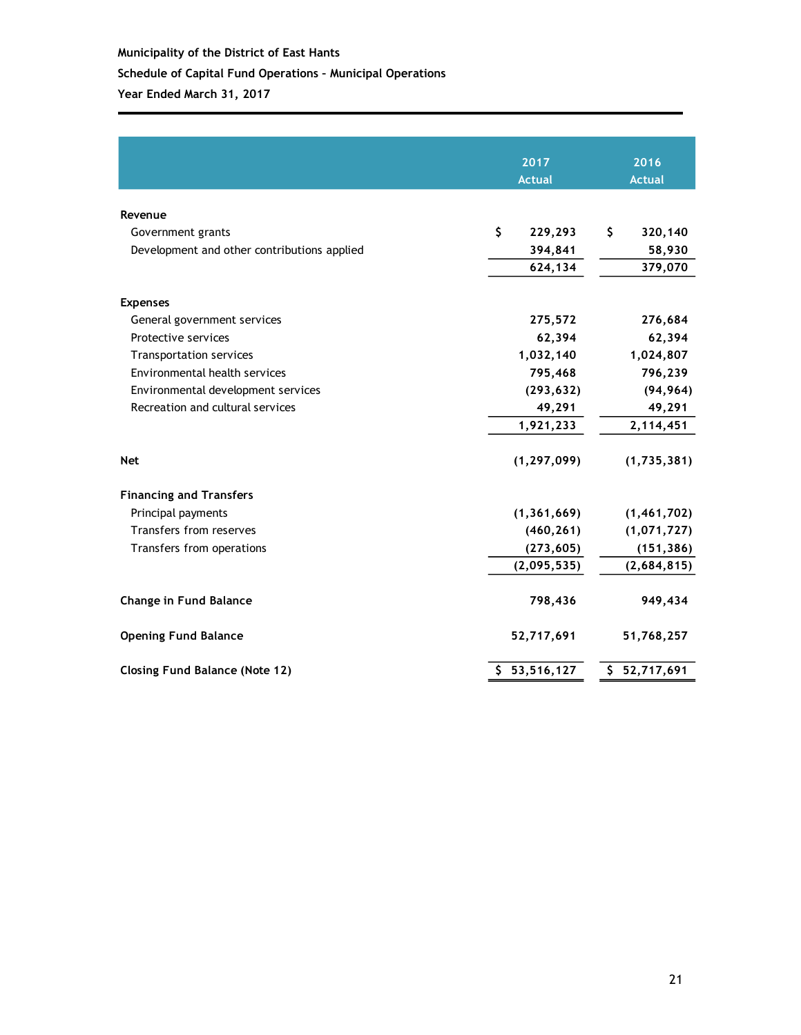**Municipality of the District of East Hants**

**Schedule of Capital Fund Operations – Municipal Operations**

**Year Ended March 31, 2017**

| | 2017 Actual | 2016 Actual |
|---|---|---|
| **Revenue** | | |
| Government grants | $ 229,293 | $ 320,140 |
| Development and other contributions applied | 394,841 | 58,930 |
| | 624,134 | 379,070 |
| **Expenses** | | |
| General government services | 275,572 | 276,684 |
| Protective services | 62,394 | 62,394 |
| Transportation services | 1,032,140 | 1,024,807 |
| Environmental health services | 795,468 | 796,239 |
| Environmental development services | (293,632) | (94,964) |
| Recreation and cultural services | 49,291 | 49,291 |
| | 1,921,233 | 2,114,451 |
| **Net** | (1,297,099) | (1,735,381) |
| **Financing and Transfers** | | |
| Principal payments | (1,361,669) | (1,461,702) |
| Transfers from reserves | (460,261) | (1,071,727) |
| Transfers from operations | (273,605) | (151,386) |
| | (2,095,535) | (2,684,815) |
| **Change in Fund Balance** | 798,436 | 949,434 |
| **Opening Fund Balance** | 52,717,691 | 51,768,257 |
| **Closing Fund Balance (Note 12)** | $ 53,516,127 | $ 52,717,691 |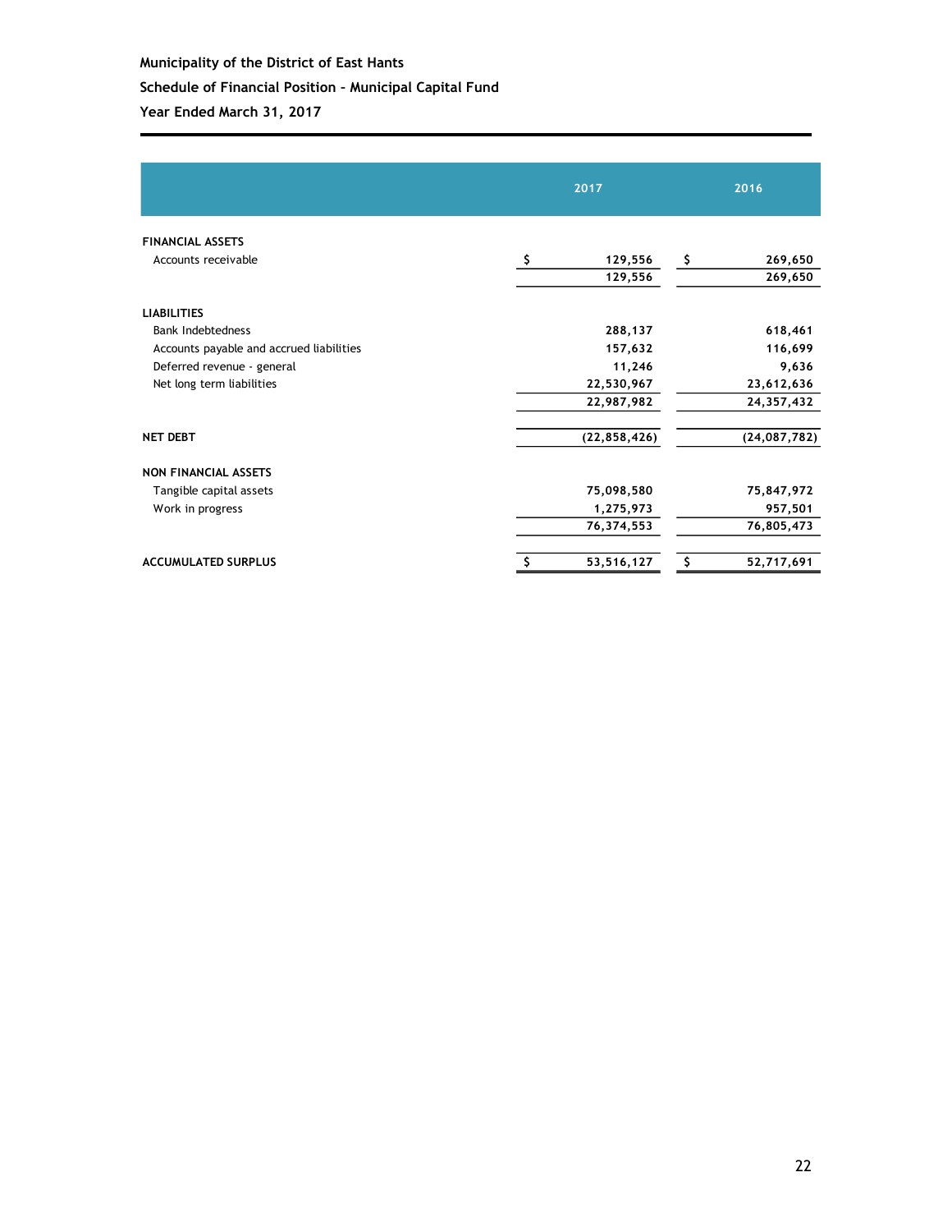**Municipality of the District of East Hants**

**Schedule of Financial Position – Municipal Capital Fund**

**Year Ended March 31, 2017**

| | 2017 | 2016 |
|---|---|---|
| **FINANCIAL ASSETS** | | |
| Accounts receivable | $ 129,556 | $ 269,650 |
| | 129,556 | 269,650 |
| **LIABILITIES** | | |
| Bank Indebtedness | 288,137 | 618,461 |
| Accounts payable and accrued liabilities | 157,632 | 116,699 |
| Deferred revenue - general | 11,246 | 9,636 |
| Net long term liabilities | 22,530,967 | 23,612,636 |
| | 22,987,982 | 24,357,432 |
| **NET DEBT** | (22,858,426) | (24,087,782) |
| **NON FINANCIAL ASSETS** | | |
| Tangible capital assets | 75,098,580 | 75,847,972 |
| Work in progress | 1,275,973 | 957,501 |
| | 76,374,553 | 76,805,473 |
| **ACCUMULATED SURPLUS** | $ 53,516,127 | $ 52,717,691 |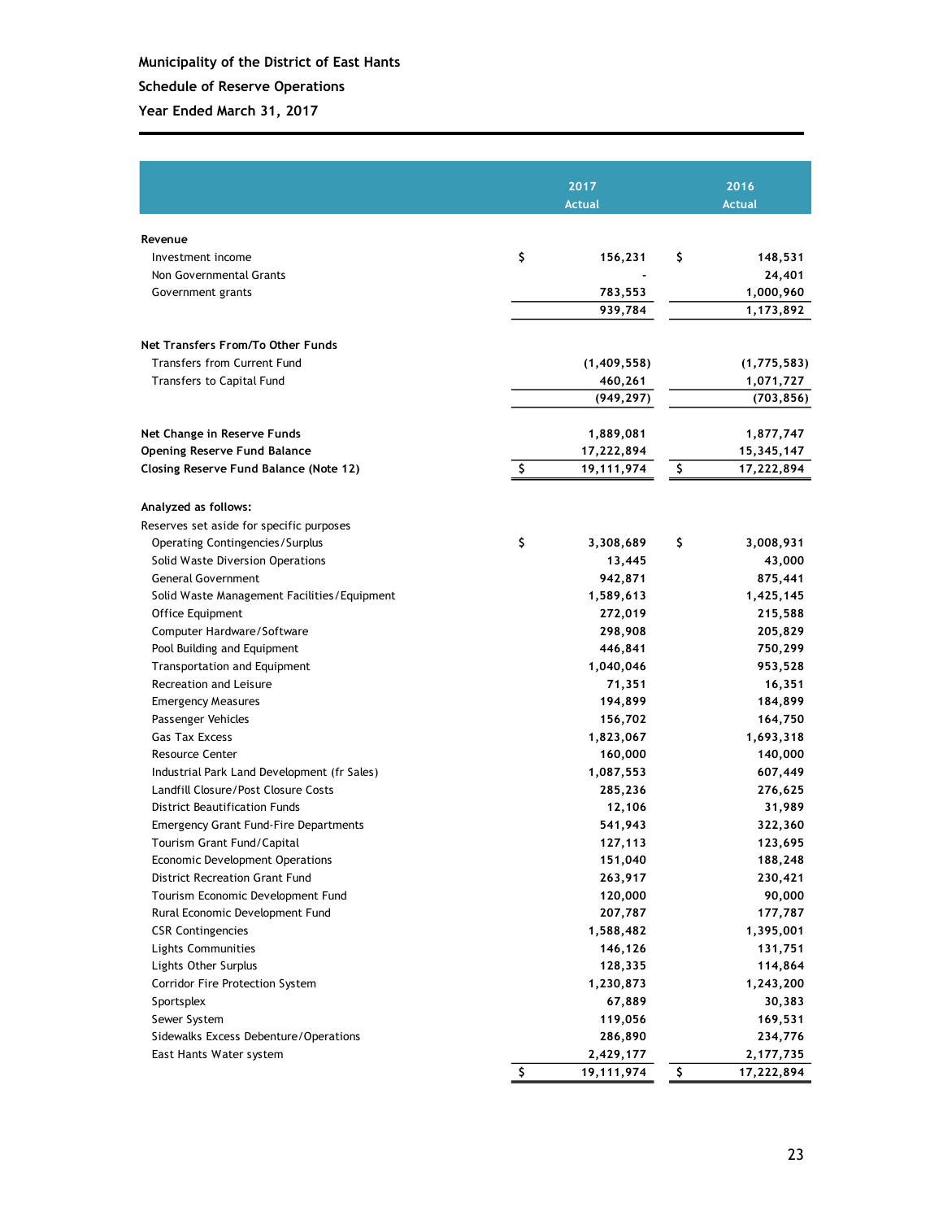**Municipality of the District of East Hants**

**Schedule of Reserve Operations**

**Year Ended March 31, 2017**

| | 2017 Actual | 2016 Actual |
|---|---|---|
| **Revenue** | | |
| Investment income | $ 156,231 | $ 148,531 |
| Non Governmental Grants | - | 24,401 |
| Government grants | 783,553 | 1,000,960 |
| | 939,784 | 1,173,892 |
| **Net Transfers From/To Other Funds** | | |
| Transfers from Current Fund | (1,409,558) | (1,775,583) |
| Transfers to Capital Fund | 460,261 | 1,071,727 |
| | (949,297) | (703,856) |
| **Net Change in Reserve Funds** | 1,889,081 | 1,877,747 |
| **Opening Reserve Fund Balance** | 17,222,894 | 15,345,147 |
| **Closing Reserve Fund Balance (Note 12)** | $ 19,111,974 | $ 17,222,894 |
| **Analyzed as follows:** | | |
| Reserves set aside for specific purposes | | |
| Operating Contingencies/Surplus | $ 3,308,689 | $ 3,008,931 |
| Solid Waste Diversion Operations | 13,445 | 43,000 |
| General Government | 942,871 | 875,441 |
| Solid Waste Management Facilities/Equipment | 1,589,613 | 1,425,145 |
| Office Equipment | 272,019 | 215,588 |
| Computer Hardware/Software | 298,908 | 205,829 |
| Pool Building and Equipment | 446,841 | 750,299 |
| Transportation and Equipment | 1,040,046 | 953,528 |
| Recreation and Leisure | 71,351 | 16,351 |
| Emergency Measures | 194,899 | 184,899 |
| Passenger Vehicles | 156,702 | 164,750 |
| Gas Tax Excess | 1,823,067 | 1,693,318 |
| Resource Center | 160,000 | 140,000 |
| Industrial Park Land Development (fr Sales) | 1,087,553 | 607,449 |
| Landfill Closure/Post Closure Costs | 285,236 | 276,625 |
| District Beautification Funds | 12,106 | 31,989 |
| Emergency Grant Fund-Fire Departments | 541,943 | 322,360 |
| Tourism Grant Fund/Capital | 127,113 | 123,695 |
| Economic Development Operations | 151,040 | 188,248 |
| District Recreation Grant Fund | 263,917 | 230,421 |
| Tourism Economic Development Fund | 120,000 | 90,000 |
| Rural Economic Development Fund | 207,787 | 177,787 |
| CSR Contingencies | 1,588,482 | 1,395,001 |
| Lights Communities | 146,126 | 131,751 |
| Lights Other Surplus | 128,335 | 114,864 |
| Corridor Fire Protection System | 1,230,873 | 1,243,200 |
| Sportsplex | 67,889 | 30,383 |
| Sewer System | 119,056 | 169,531 |
| Sidewalks Excess Debenture/Operations | 286,890 | 234,776 |
| East Hants Water system | 2,429,177 | 2,177,735 |
| | $ 19,111,974 | $ 17,222,894 |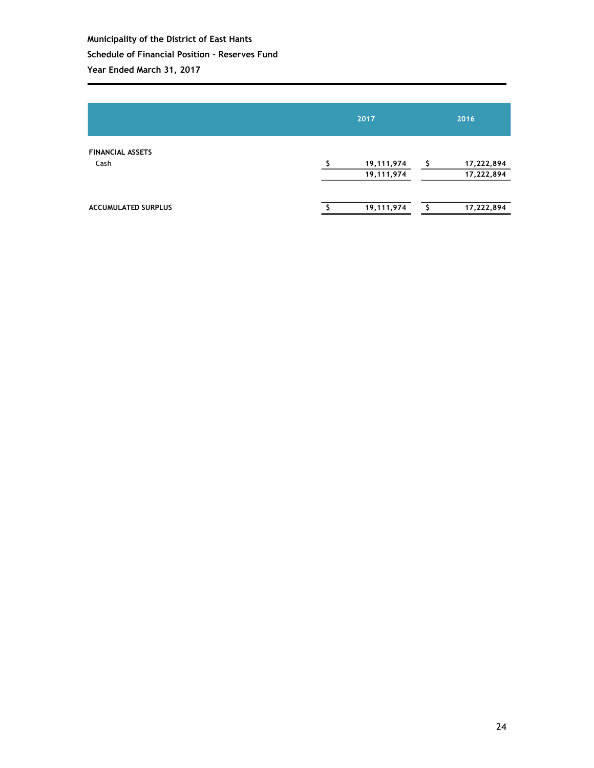**Municipality of the District of East Hants**

**Schedule of Financial Position - Reserves Fund**

**Year Ended March 31, 2017**

| | 2017 | 2016 |
|---|---|---|
| **FINANCIAL ASSETS** | | |
| Cash | $ 19,111,974 | $ 17,222,894 |
| | 19,111,974 | 17,222,894 |
| **ACCUMULATED SURPLUS** | $ 19,111,974 | $ 17,222,894 |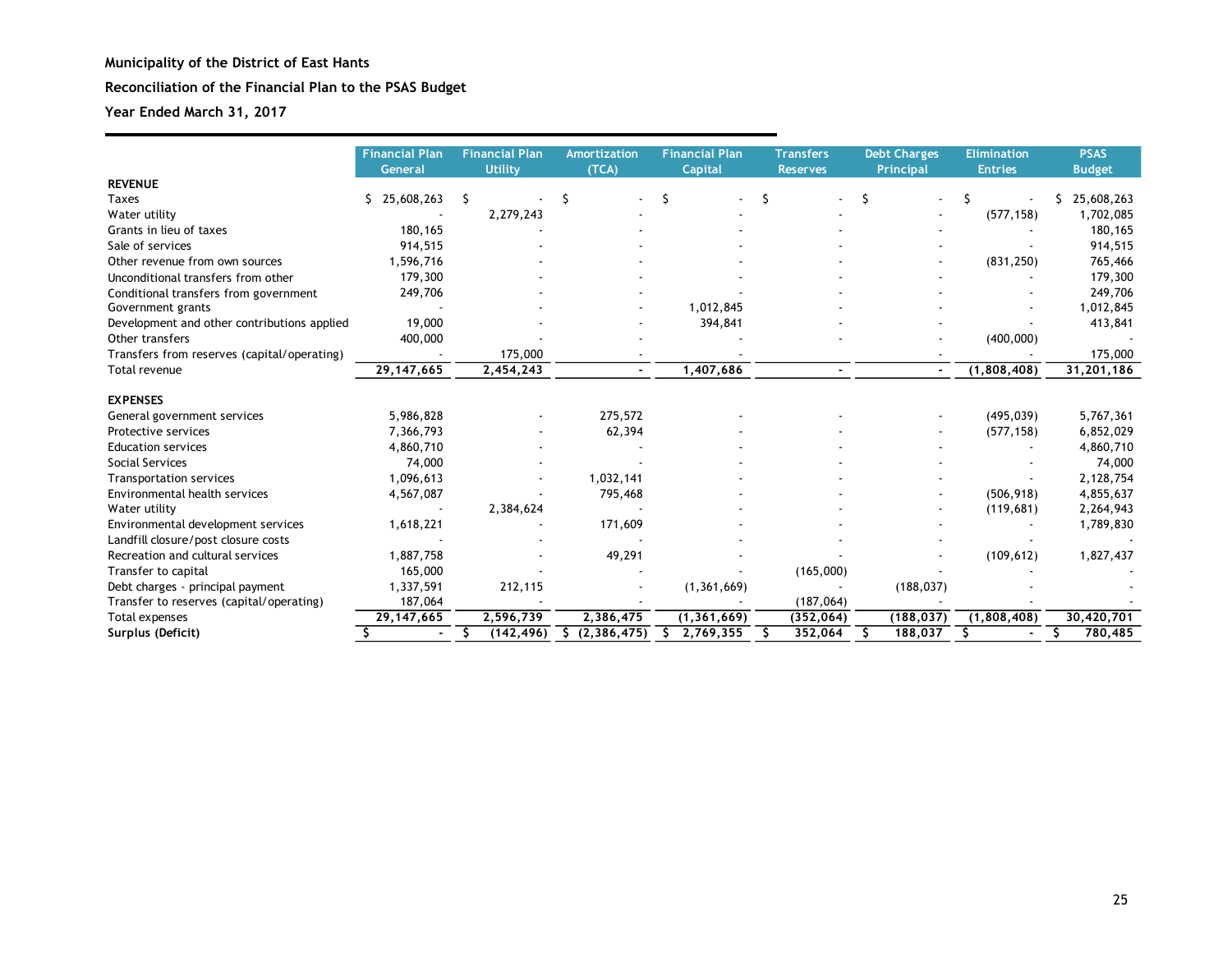**Municipality of the District of East Hants**

**Reconciliation of the Financial Plan to the PSAS Budget**

**Year Ended March 31, 2017**

| | Financial Plan General | Financial Plan Utility | Amortization (TCA) | Financial Plan Capital | Transfers Reserves | Debt Charges Principal | Elimination Entries | PSAS Budget |
|---|---|---|---|---|---|---|---|---|
| **REVENUE** | | | | | | | | |
| Taxes | $ 25,608,263 | $ - | $ - | $ - | $ - | $ - | $ - | $ 25,608,263 |
| Water utility | - | 2,279,243 | - | - | - | - | (577,158) | 1,702,085 |
| Grants in lieu of taxes | 180,165 | - | - | - | - | - | - | 180,165 |
| Sale of services | 914,515 | - | - | - | - | - | - | 914,515 |
| Other revenue from own sources | 1,596,716 | - | - | - | - | - | (831,250) | 765,466 |
| Unconditional transfers from other | 179,300 | - | - | - | - | - | - | 179,300 |
| Conditional transfers from government | 249,706 | - | - | - | - | - | - | 249,706 |
| Government grants | - | - | - | 1,012,845 | - | - | - | 1,012,845 |
| Development and other contributions applied | 19,000 | - | - | 394,841 | - | - | - | 413,841 |
| Other transfers | 400,000 | - | - | - | - | - | (400,000) | - |
| Transfers from reserves (capital/operating) | - | 175,000 | - | - | | - | - | 175,000 |
| Total revenue | 29,147,665 | 2,454,243 | - | 1,407,686 | - | - | (1,808,408) | 31,201,186 |
| **EXPENSES** | | | | | | | | |
| General government services | 5,986,828 | - | 275,572 | - | - | - | (495,039) | 5,767,361 |
| Protective services | 7,366,793 | - | 62,394 | - | - | - | (577,158) | 6,852,029 |
| Education services | 4,860,710 | - | - | - | - | - | - | 4,860,710 |
| Social Services | 74,000 | - | - | - | - | - | - | 74,000 |
| Transportation services | 1,096,613 | - | 1,032,141 | - | - | - | - | 2,128,754 |
| Environmental health services | 4,567,087 | - | 795,468 | - | - | - | (506,918) | 4,855,637 |
| Water utility | - | 2,384,624 | - | - | - | - | (119,681) | 2,264,943 |
| Environmental development services | 1,618,221 | - | 171,609 | - | - | - | - | 1,789,830 |
| Landfill closure/post closure costs | - | - | - | - | - | - | - | - |
| Recreation and cultural services | 1,887,758 | - | 49,291 | - | - | - | (109,612) | 1,827,437 |
| Transfer to capital | 165,000 | - | - | - | (165,000) | - | - | - |
| Debt charges - principal payment | 1,337,591 | 212,115 | - | (1,361,669) | - | (188,037) | - | - |
| Transfer to reserves (capital/operating) | 187,064 | - | - | - | (187,064) | - | - | - |
| Total expenses | 29,147,665 | 2,596,739 | 2,386,475 | (1,361,669) | (352,064) | (188,037) | (1,808,408) | 30,420,701 |
| **Surplus (Deficit)** | $ - | $ (142,496) | $ (2,386,475) | $ 2,769,355 | $ 352,064 | $ 188,037 | $ - | $ 780,485 |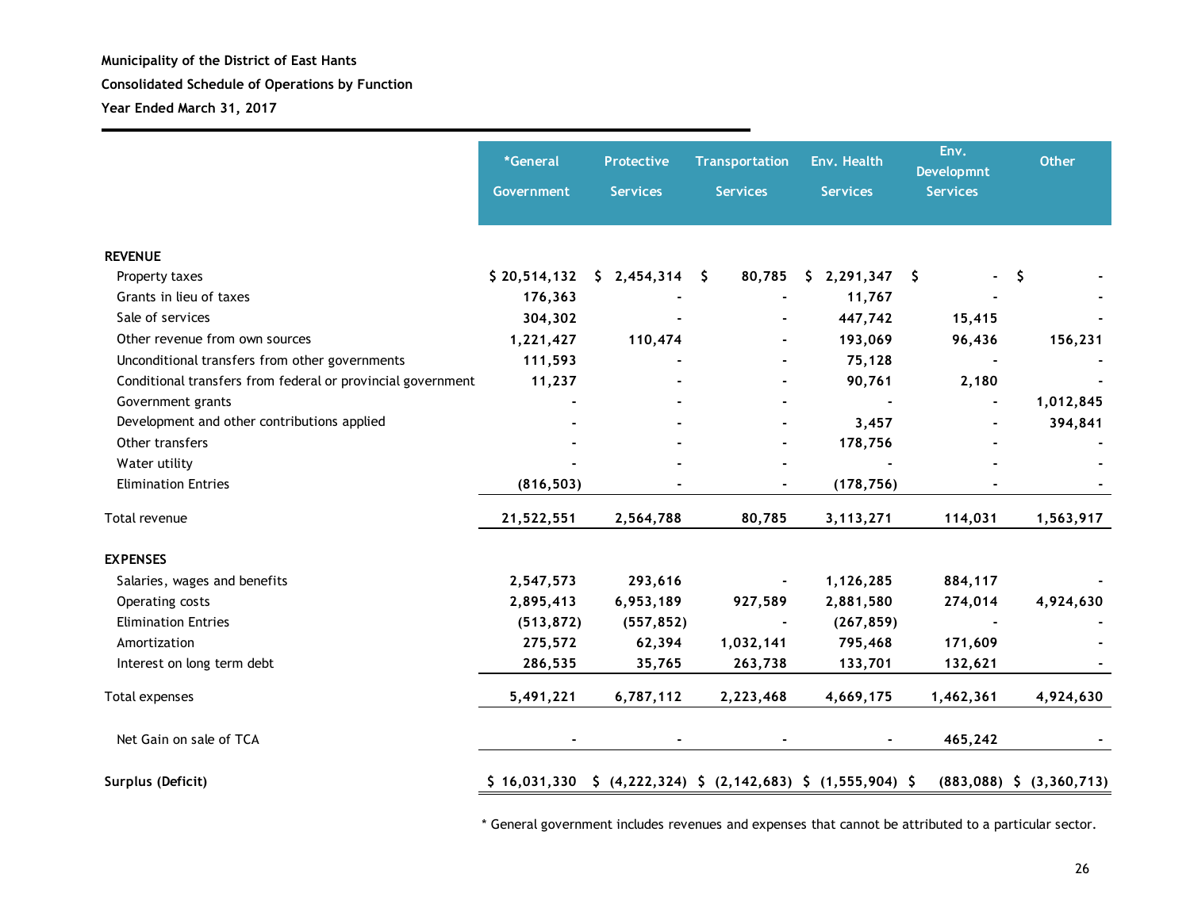**Municipality of the District of East Hants**

**Consolidated Schedule of Operations by Function**

**Year Ended March 31, 2017**

| | *General Government | Protective Services | Transportation Services | Env. Health Services | Env. Developmnt Services | Other |
|---|---|---|---|---|---|---|
| **REVENUE** | | | | | | |
| Property taxes | $ 20,514,132 | $ 2,454,314 | $ 80,785 | $ 2,291,347 | $ - | $ - |
| Grants in lieu of taxes | 176,363 | - | - | 11,767 | - | - |
| Sale of services | 304,302 | - | - | 447,742 | 15,415 | - |
| Other revenue from own sources | 1,221,427 | 110,474 | - | 193,069 | 96,436 | 156,231 |
| Unconditional transfers from other governments | 111,593 | - | - | 75,128 | - | - |
| Conditional transfers from federal or provincial government | 11,237 | - | - | 90,761 | 2,180 | - |
| Government grants | - | - | - | - | - | 1,012,845 |
| Development and other contributions applied | - | - | - | 3,457 | - | 394,841 |
| Other transfers | - | - | - | 178,756 | - | - |
| Water utility | - | - | - | - | - | - |
| Elimination Entries | (816,503) | - | - | (178,756) | - | - |
| Total revenue | 21,522,551 | 2,564,788 | 80,785 | 3,113,271 | 114,031 | 1,563,917 |
| **EXPENSES** | | | | | | |
| Salaries, wages and benefits | 2,547,573 | 293,616 | - | 1,126,285 | 884,117 | - |
| Operating costs | 2,895,413 | 6,953,189 | 927,589 | 2,881,580 | 274,014 | 4,924,630 |
| Elimination Entries | (513,872) | (557,852) | - | (267,859) | - | - |
| Amortization | 275,572 | 62,394 | 1,032,141 | 795,468 | 171,609 | - |
| Interest on long term debt | 286,535 | 35,765 | 263,738 | 133,701 | 132,621 | - |
| Total expenses | 5,491,221 | 6,787,112 | 2,223,468 | 4,669,175 | 1,462,361 | 4,924,630 |
| Net Gain on sale of TCA | - | - | - | - | 465,242 | - |
| **Surplus (Deficit)** | $ 16,031,330 | $ (4,222,324) | $ (2,142,683) | $ (1,555,904) | $ (883,088) | $ (3,360,713) |

* General government includes revenues and expenses that cannot be attributed to a particular sector.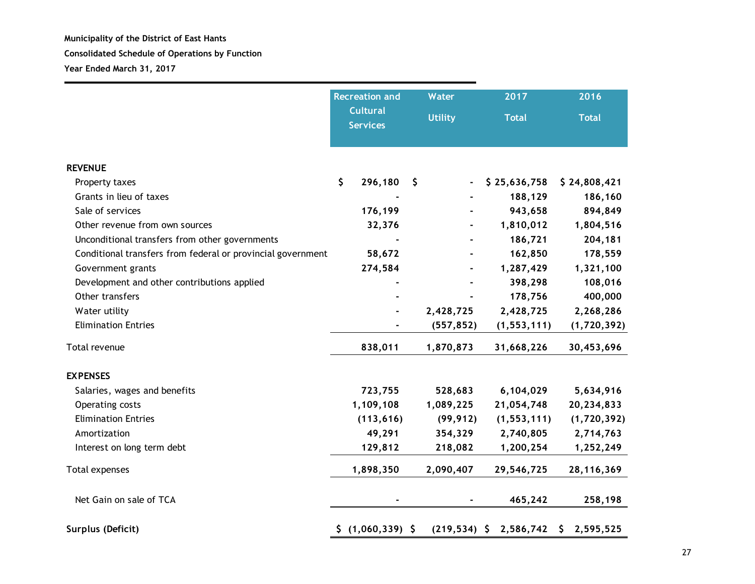**Municipality of the District of East Hants**

**Consolidated Schedule of Operations by Function**

**Year Ended March 31, 2017**

| | Recreation and Cultural Services | Water Utility | 2017 Total | 2016 Total |
|---|---|---|---|---|
| **REVENUE** | | | | |
| Property taxes | $ 296,180 | $ - | $ 25,636,758 | $ 24,808,421 |
| Grants in lieu of taxes | - | - | 188,129 | 186,160 |
| Sale of services | 176,199 | - | 943,658 | 894,849 |
| Other revenue from own sources | 32,376 | - | 1,810,012 | 1,804,516 |
| Unconditional transfers from other governments | - | - | 186,721 | 204,181 |
| Conditional transfers from federal or provincial government | 58,672 | - | 162,850 | 178,559 |
| Government grants | 274,584 | - | 1,287,429 | 1,321,100 |
| Development and other contributions applied | - | - | 398,298 | 108,016 |
| Other transfers | - | - | 178,756 | 400,000 |
| Water utility | - | 2,428,725 | 2,428,725 | 2,268,286 |
| Elimination Entries | - | (557,852) | (1,553,111) | (1,720,392) |
| Total revenue | 838,011 | 1,870,873 | 31,668,226 | 30,453,696 |
| **EXPENSES** | | | | |
| Salaries, wages and benefits | 723,755 | 528,683 | 6,104,029 | 5,634,916 |
| Operating costs | 1,109,108 | 1,089,225 | 21,054,748 | 20,234,833 |
| Elimination Entries | (113,616) | (99,912) | (1,553,111) | (1,720,392) |
| Amortization | 49,291 | 354,329 | 2,740,805 | 2,714,763 |
| Interest on long term debt | 129,812 | 218,082 | 1,200,254 | 1,252,249 |
| Total expenses | 1,898,350 | 2,090,407 | 29,546,725 | 28,116,369 |
| Net Gain on sale of TCA | - | - | 465,242 | 258,198 |
| **Surplus (Deficit)** | $ (1,060,339) | $ (219,534) | $ 2,586,742 | $ 2,595,525 |